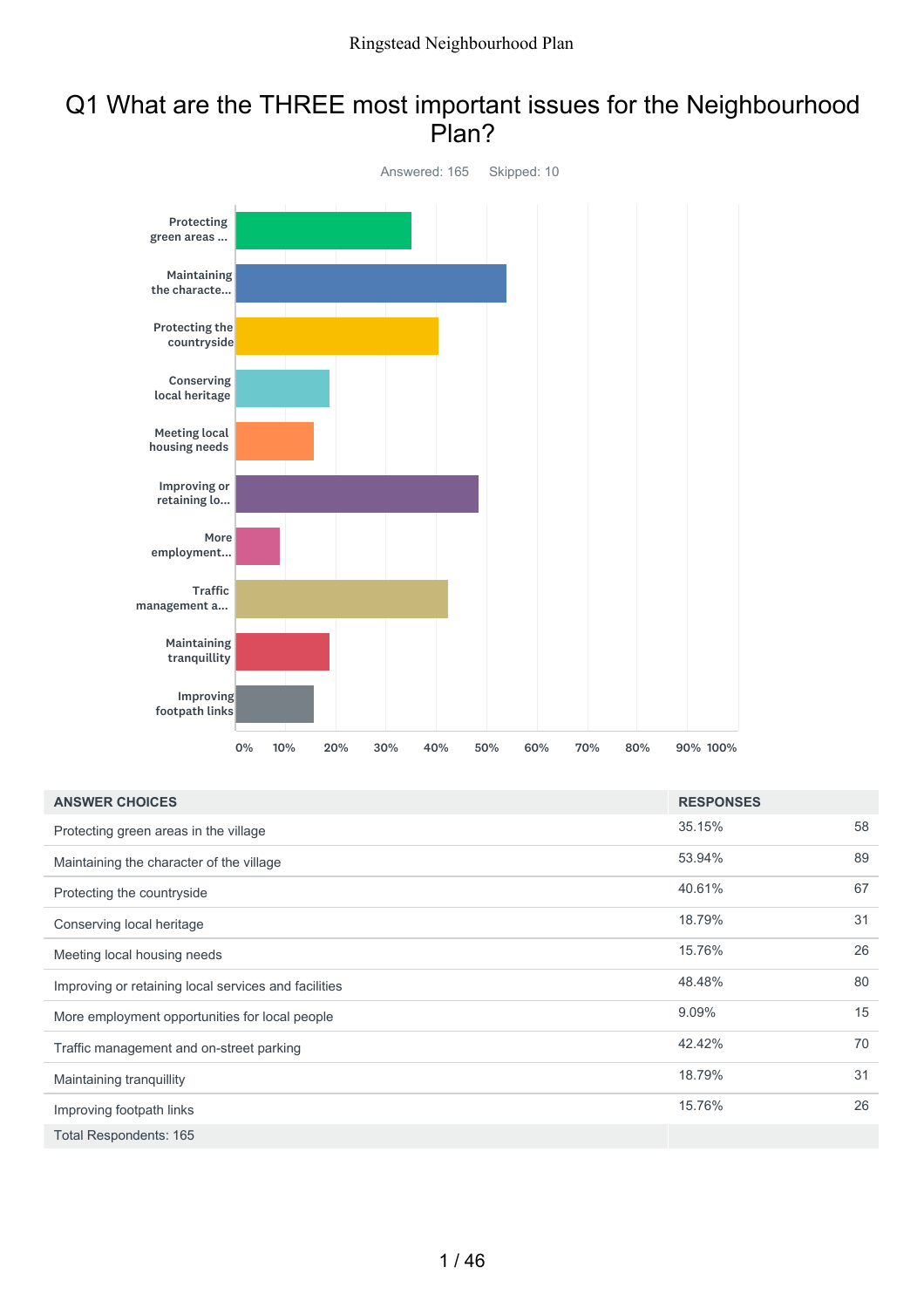# Q1 What are the THREE most important issues for the Neighbourhood Plan?

Answered: 165 Skipped: 10

| ANSWER CHOICES | RESPONSES | |
|---|---|---|
| Protecting green areas in the village | 35.15% | 58 |
| Maintaining the character of the village | 53.94% | 89 |
| Protecting the countryside | 40.61% | 67 |
| Conserving local heritage | 18.79% | 31 |
| Meeting local housing needs | 15.76% | 26 |
| Improving or retaining local services and facilities | 48.48% | 80 |
| More employment opportunities for local people | 9.09% | 15 |
| Traffic management and on-street parking | 42.42% | 70 |
| Maintaining tranquillity | 18.79% | 31 |
| Improving footpath links | 15.76% | 26 |
| Total Respondents: 165 | | |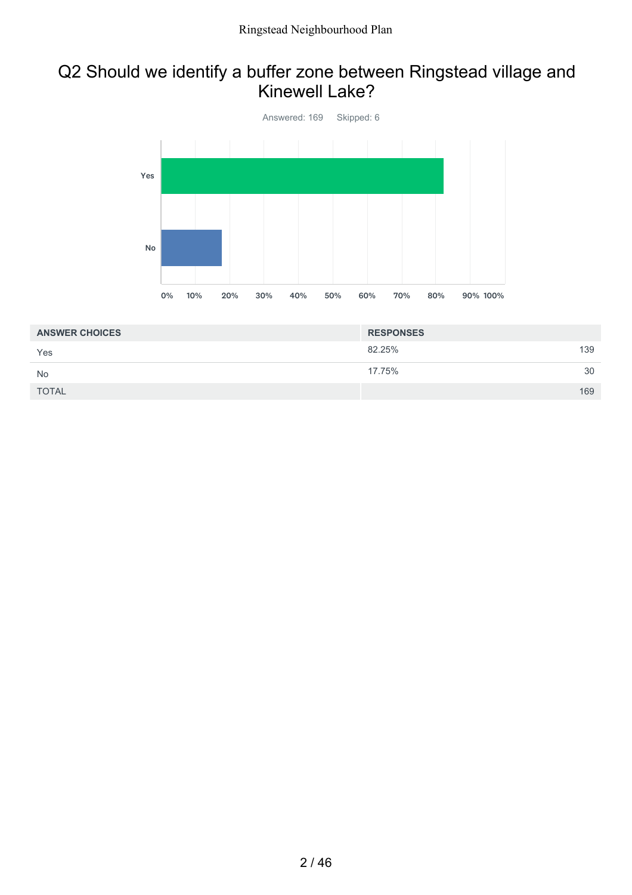## Q2 Should we identify a buffer zone between Ringstead village and Kinewell Lake?

Answered: 169 Skipped: 6

| ANSWER CHOICES | RESPONSES | |
|---|---|---|
| Yes | 82.25% | 139 |
| No | 17.75% | 30 |
| TOTAL | | 169 |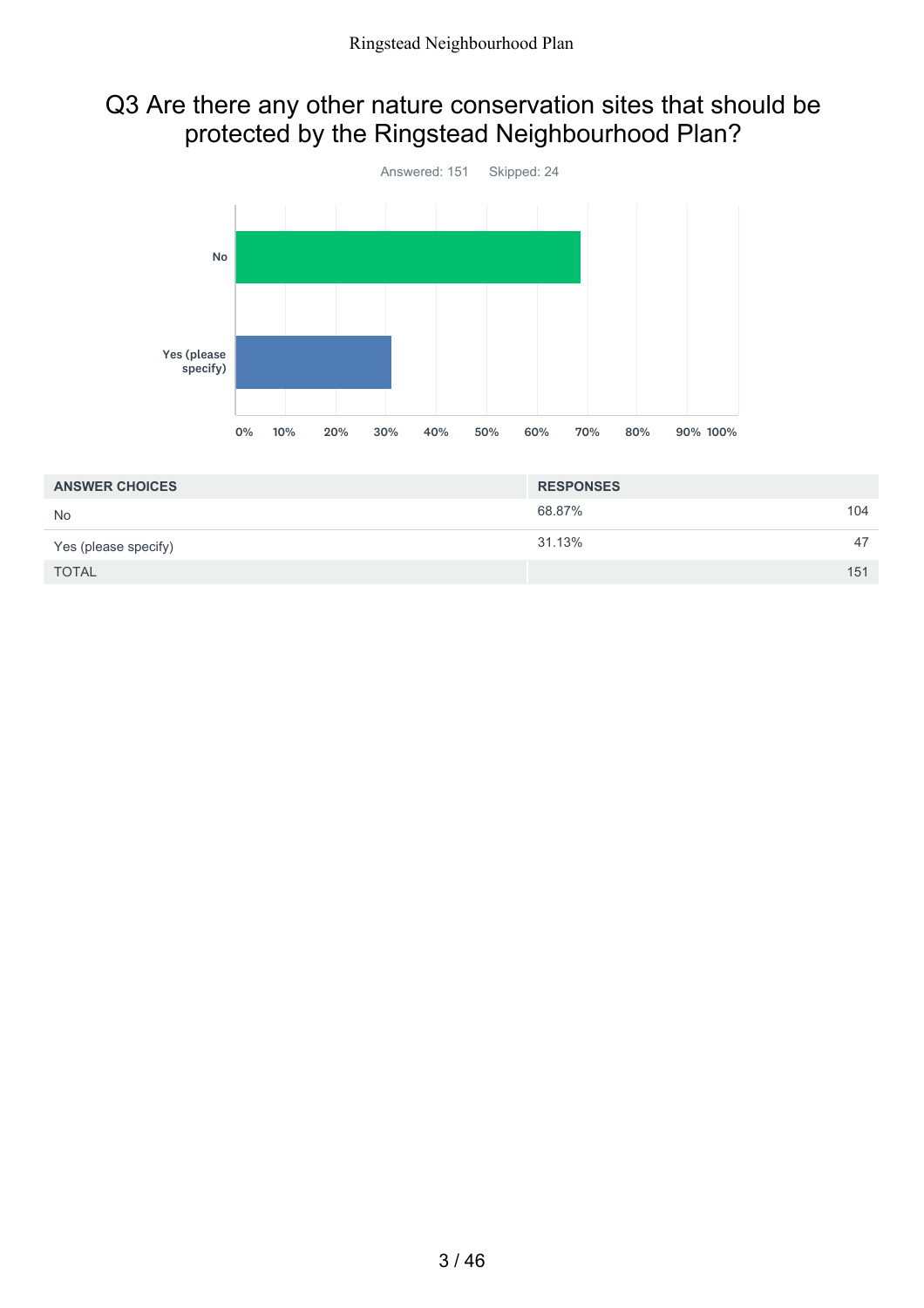## Q3 Are there any other nature conservation sites that should be protected by the Ringstead Neighbourhood Plan?

Answered: 151 Skipped: 24

| ANSWER CHOICES | RESPONSES | |
|---|---|---|
| No | 68.87% | 104 |
| Yes (please specify) | 31.13% | 47 |
| TOTAL | | 151 |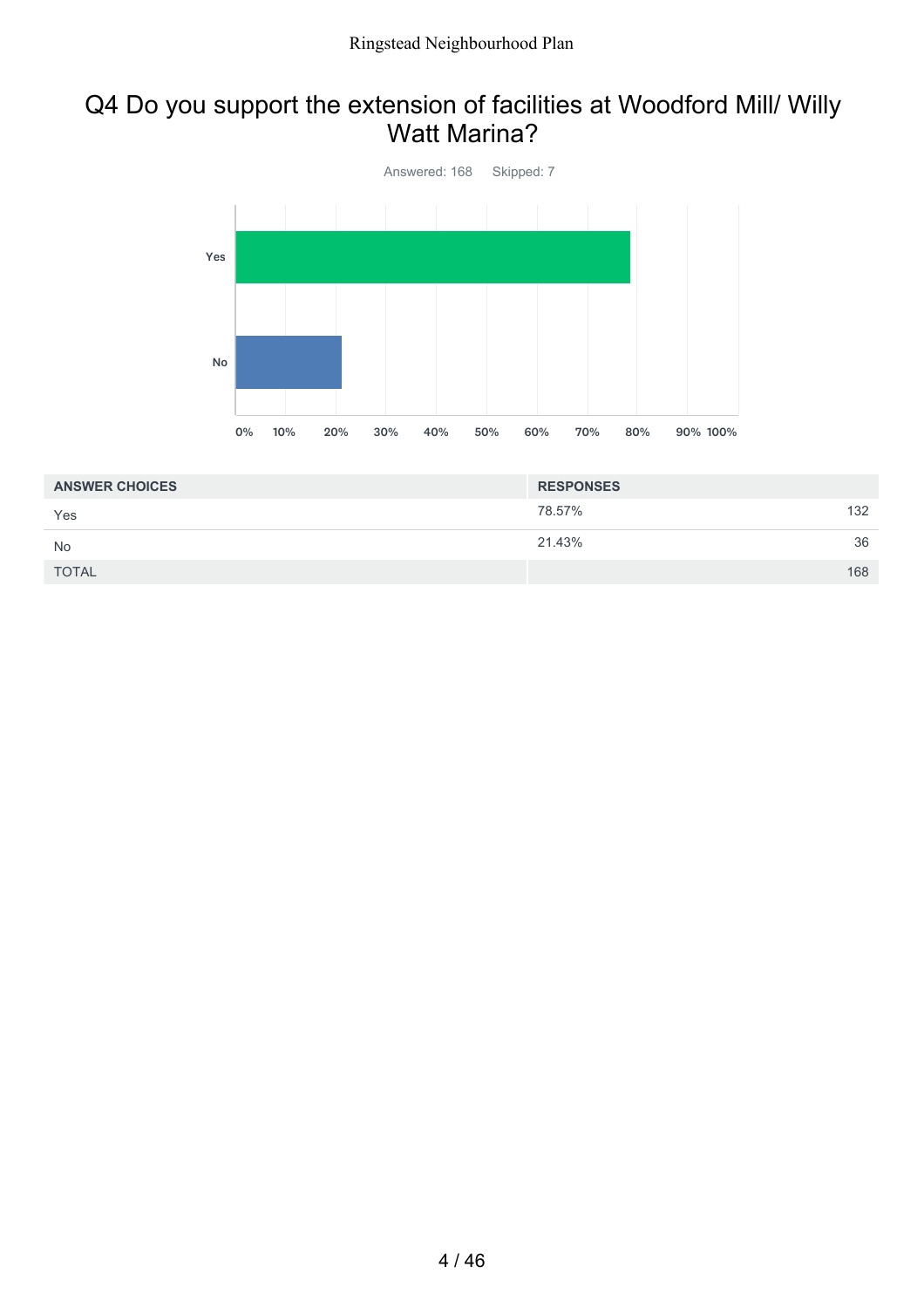# Q4 Do you support the extension of facilities at Woodford Mill/ Willy Watt Marina?

Answered: 168 Skipped: 7

| ANSWER CHOICES | RESPONSES | |
|---|---|---|
| Yes | 78.57% | 132 |
| No | 21.43% | 36 |
| TOTAL | | 168 |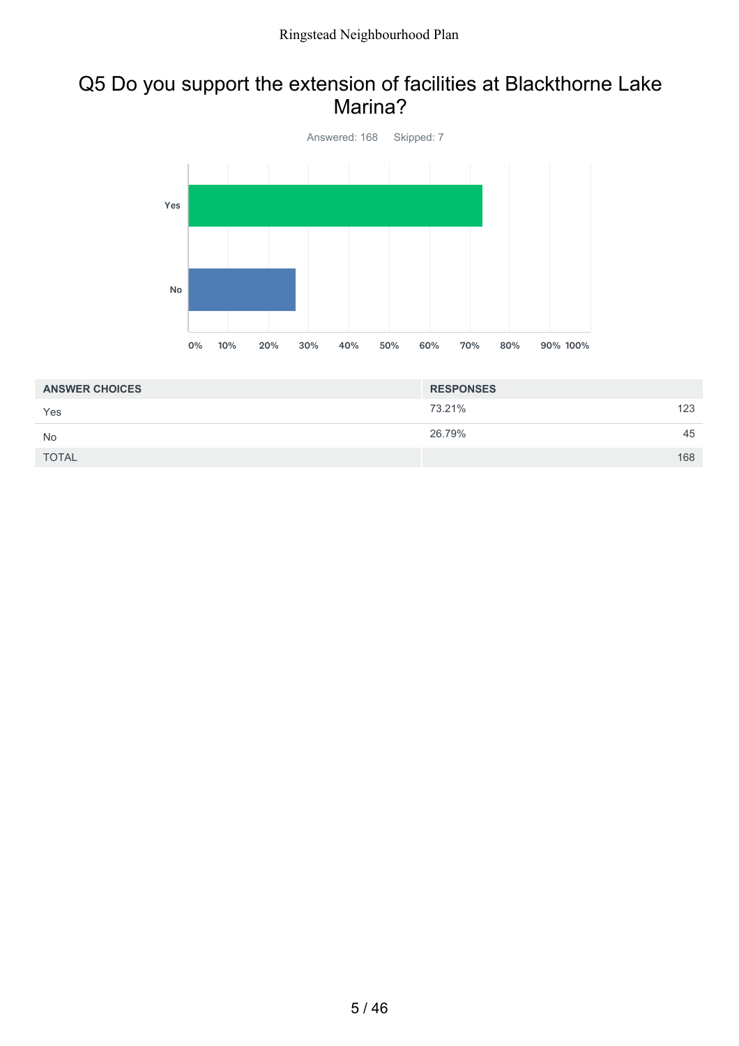## Q5 Do you support the extension of facilities at Blackthorne Lake Marina?

Answered: 168 Skipped: 7

| ANSWER CHOICES | RESPONSES | |
|---|---|---|
| Yes | 73.21% | 123 |
| No | 26.79% | 45 |
| TOTAL | | 168 |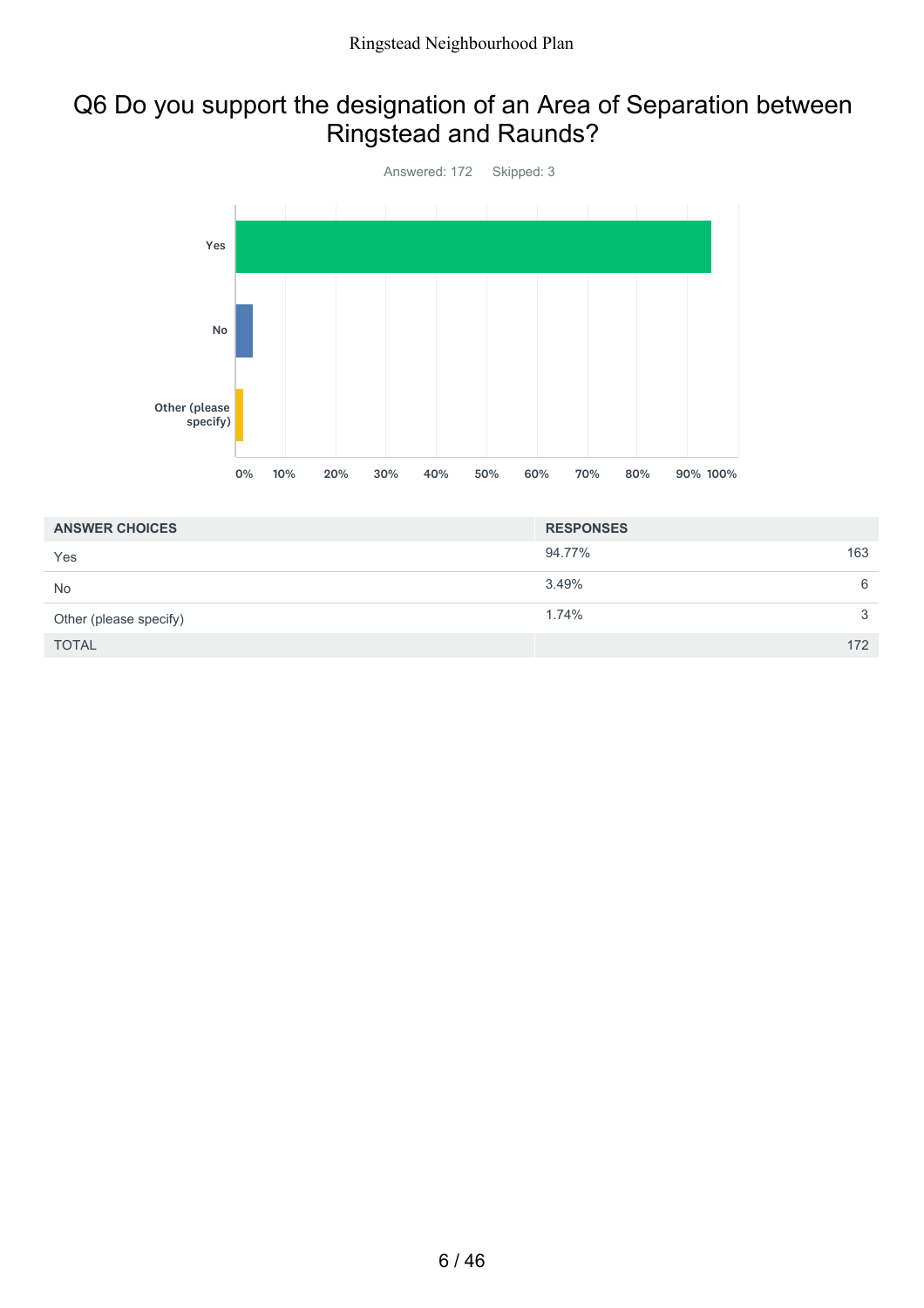# Q6 Do you support the designation of an Area of Separation between Ringstead and Raunds?

Answered: 172 Skipped: 3

| ANSWER CHOICES | RESPONSES | |
|---|---|---|
| Yes | 94.77% | 163 |
| No | 3.49% | 6 |
| Other (please specify) | 1.74% | 3 |
| TOTAL | | 172 |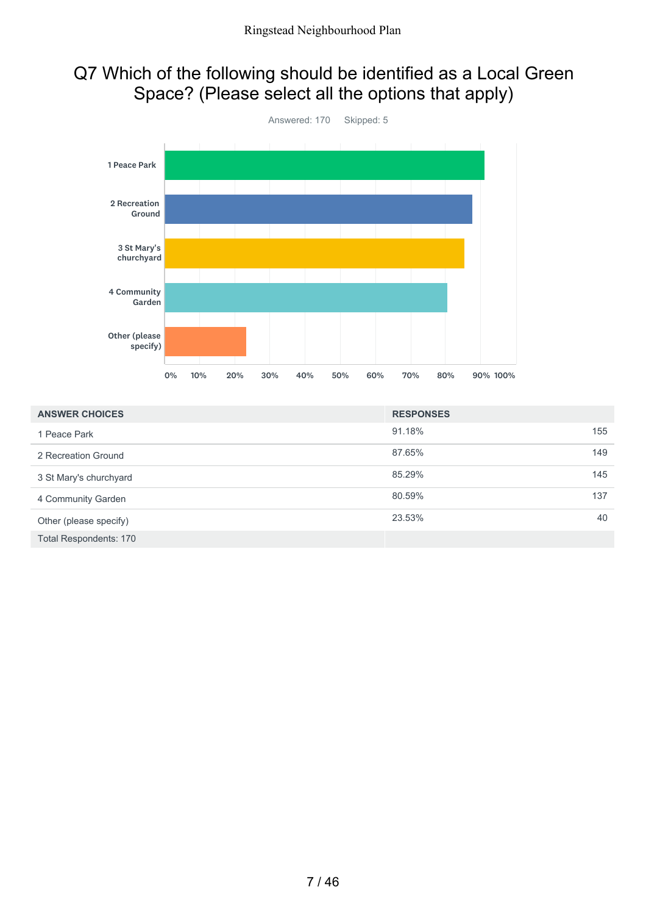# Q7 Which of the following should be identified as a Local Green Space? (Please select all the options that apply)

Answered: 170 Skipped: 5

| ANSWER CHOICES | RESPONSES | |
|---|---|---|
| 1 Peace Park | 91.18% | 155 |
| 2 Recreation Ground | 87.65% | 149 |
| 3 St Mary's churchyard | 85.29% | 145 |
| 4 Community Garden | 80.59% | 137 |
| Other (please specify) | 23.53% | 40 |
| Total Respondents: 170 | | |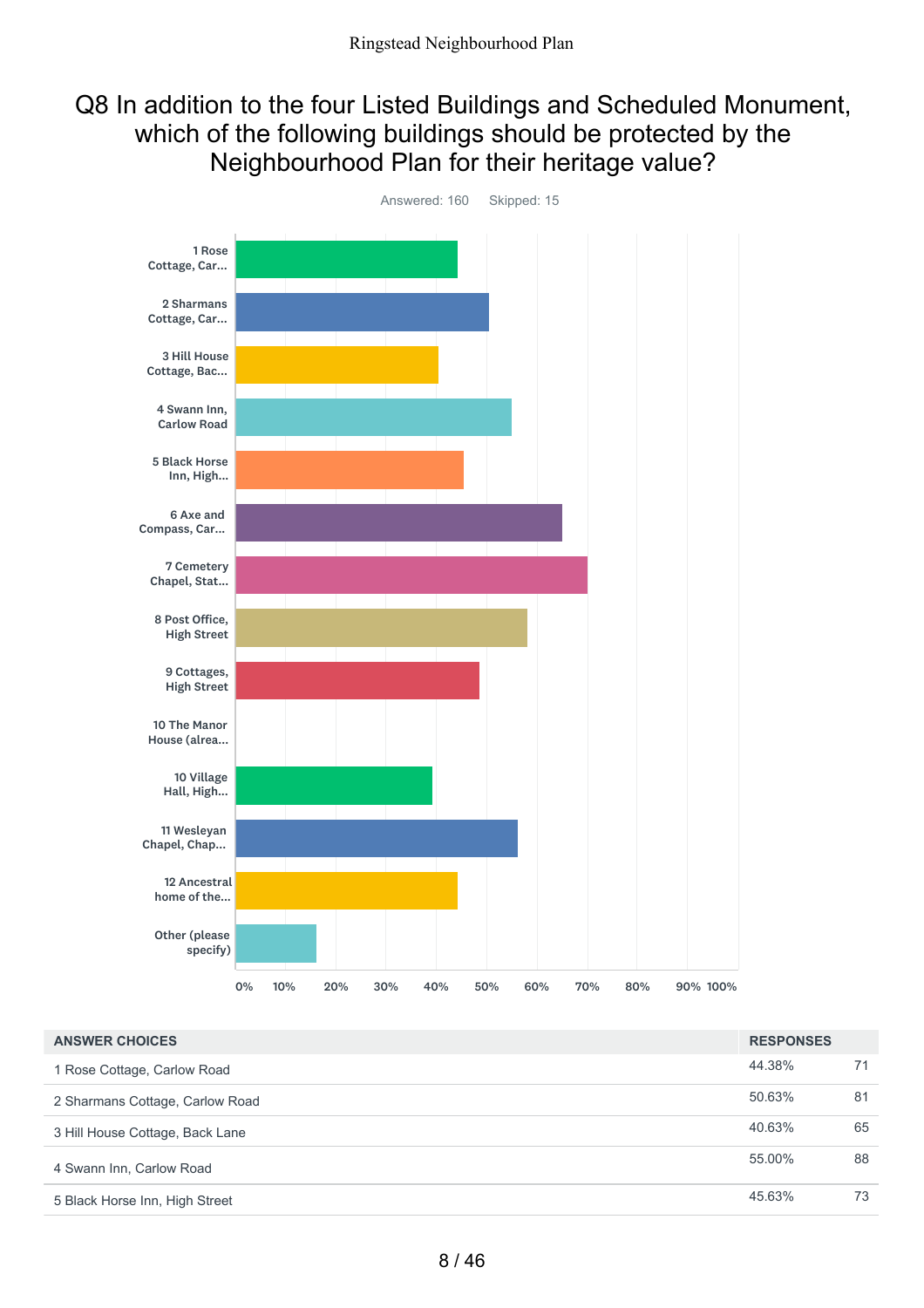# Q8 In addition to the four Listed Buildings and Scheduled Monument, which of the following buildings should be protected by the Neighbourhood Plan for their heritage value?

Answered: 160 Skipped: 15

| ANSWER CHOICES | RESPONSES | |
|---|---|---|
| 1 Rose Cottage, Carlow Road | 44.38% | 71 |
| 2 Sharmans Cottage, Carlow Road | 50.63% | 81 |
| 3 Hill House Cottage, Back Lane | 40.63% | 65 |
| 4 Swann Inn, Carlow Road | 55.00% | 88 |
| 5 Black Horse Inn, High Street | 45.63% | 73 |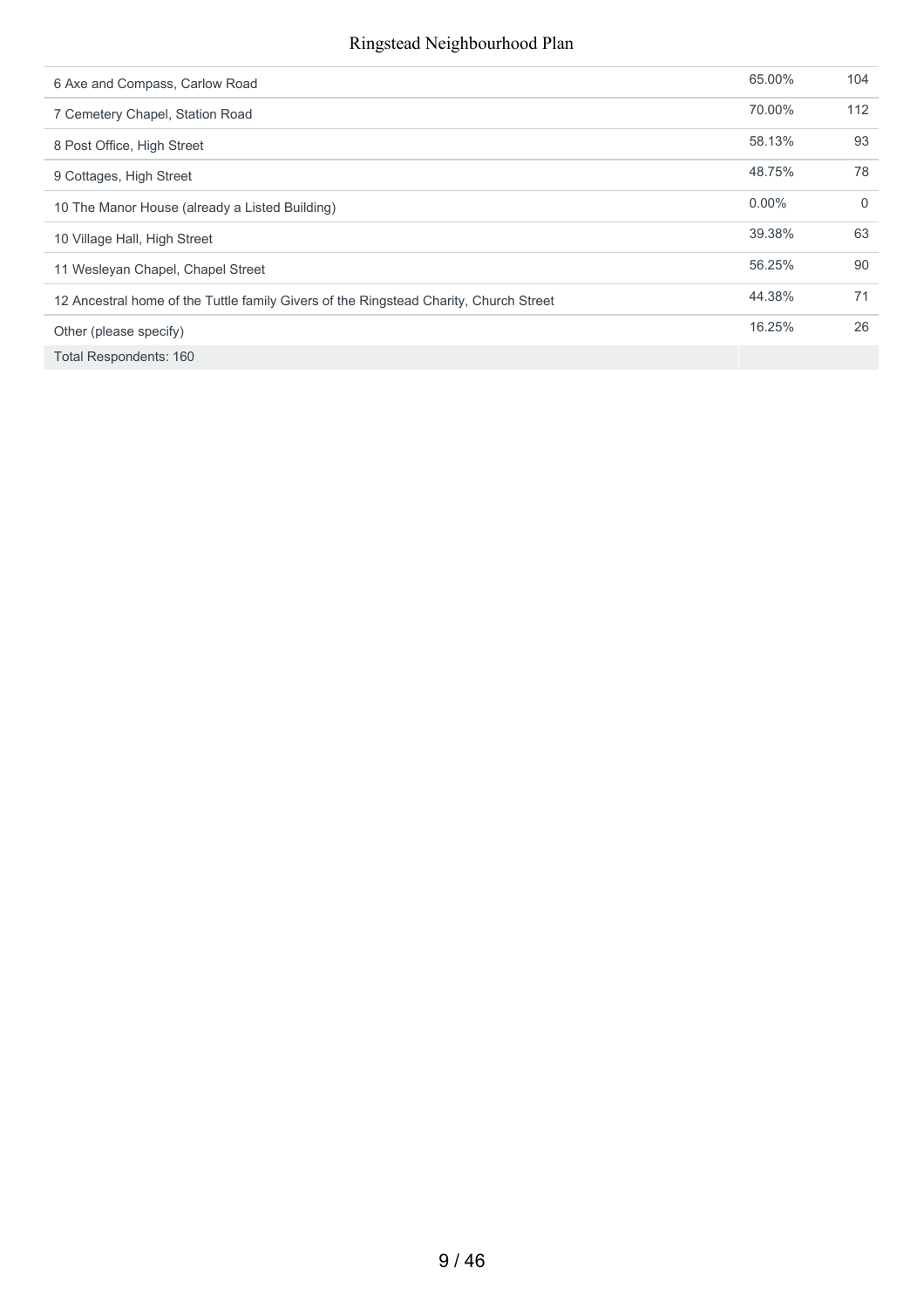| | | |
|---|---|---|
| 6 Axe and Compass, Carlow Road | 65.00% | 104 |
| 7 Cemetery Chapel, Station Road | 70.00% | 112 |
| 8 Post Office, High Street | 58.13% | 93 |
| 9 Cottages, High Street | 48.75% | 78 |
| 10 The Manor House (already a Listed Building) | 0.00% | 0 |
| 10 Village Hall, High Street | 39.38% | 63 |
| 11 Wesleyan Chapel, Chapel Street | 56.25% | 90 |
| 12 Ancestral home of the Tuttle family Givers of the Ringstead Charity, Church Street | 44.38% | 71 |
| Other (please specify) | 16.25% | 26 |
| Total Respondents: 160 | | |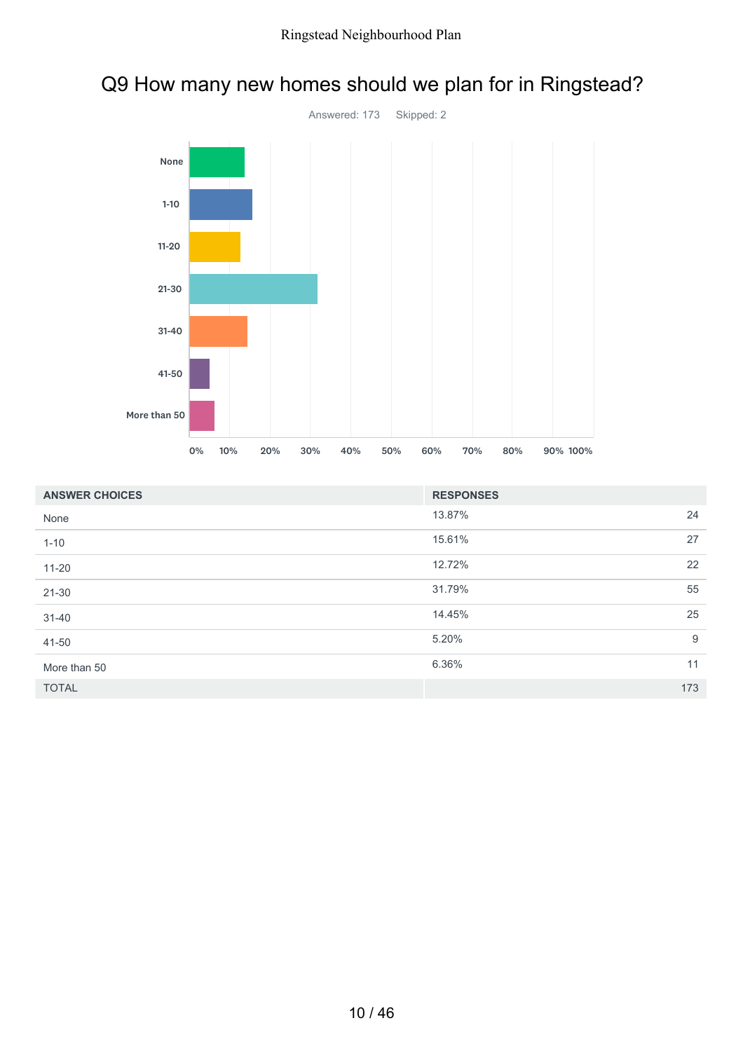## Q9 How many new homes should we plan for in Ringstead?

Answered: 173 Skipped: 2

| ANSWER CHOICES | RESPONSES | |
|---|---|---|
| None | 13.87% | 24 |
| 1-10 | 15.61% | 27 |
| 11-20 | 12.72% | 22 |
| 21-30 | 31.79% | 55 |
| 31-40 | 14.45% | 25 |
| 41-50 | 5.20% | 9 |
| More than 50 | 6.36% | 11 |
| TOTAL | | 173 |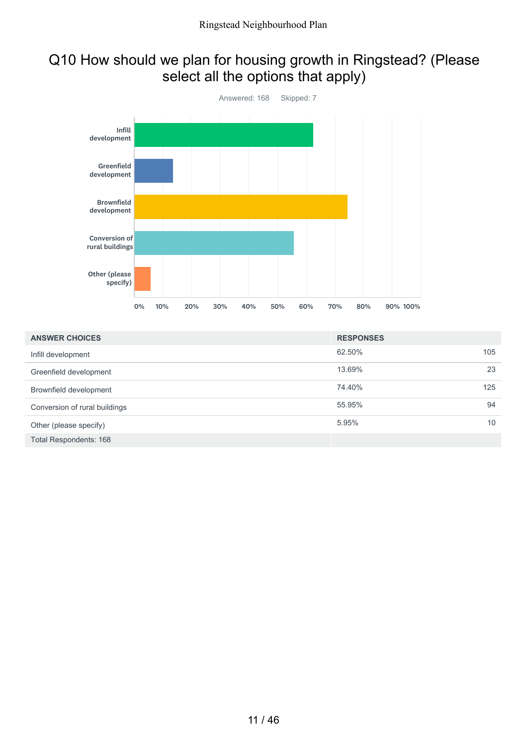# Q10 How should we plan for housing growth in Ringstead? (Please select all the options that apply)

Answered: 168 Skipped: 7

| ANSWER CHOICES | RESPONSES | |
|---|---|---|
| Infill development | 62.50% | 105 |
| Greenfield development | 13.69% | 23 |
| Brownfield development | 74.40% | 125 |
| Conversion of rural buildings | 55.95% | 94 |
| Other (please specify) | 5.95% | 10 |
| Total Respondents: 168 | | |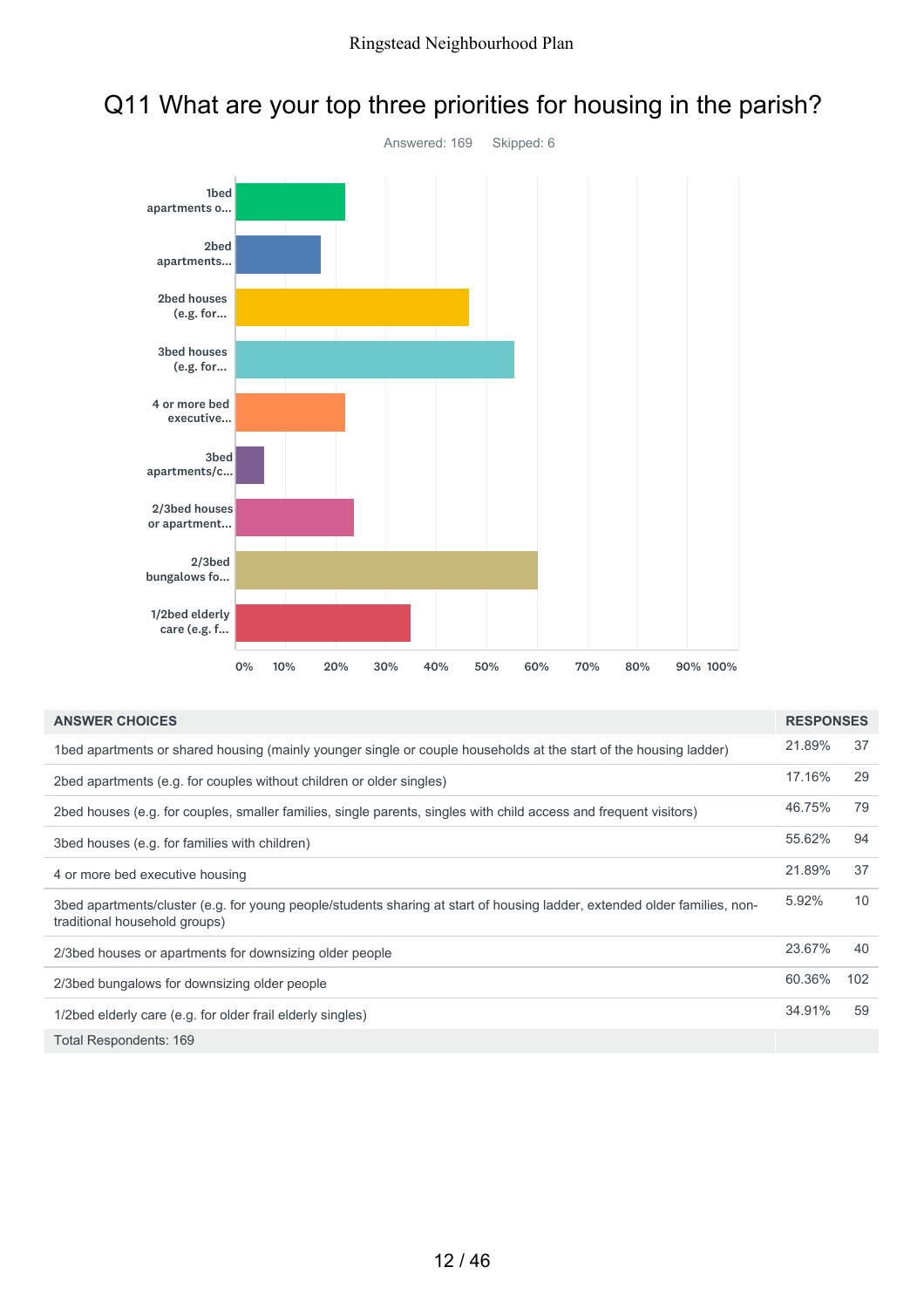# Q11 What are your top three priorities for housing in the parish?

Answered: 169 Skipped: 6

| ANSWER CHOICES | RESPONSES | |
|---|---|---|
| 1bed apartments or shared housing (mainly younger single or couple households at the start of the housing ladder) | 21.89% | 37 |
| 2bed apartments (e.g. for couples without children or older singles) | 17.16% | 29 |
| 2bed houses (e.g. for couples, smaller families, single parents, singles with child access and frequent visitors) | 46.75% | 79 |
| 3bed houses (e.g. for families with children) | 55.62% | 94 |
| 4 or more bed executive housing | 21.89% | 37 |
| 3bed apartments/cluster (e.g. for young people/students sharing at start of housing ladder, extended older families, non-traditional household groups) | 5.92% | 10 |
| 2/3bed houses or apartments for downsizing older people | 23.67% | 40 |
| 2/3bed bungalows for downsizing older people | 60.36% | 102 |
| 1/2bed elderly care (e.g. for older frail elderly singles) | 34.91% | 59 |
| Total Respondents: 169 | | |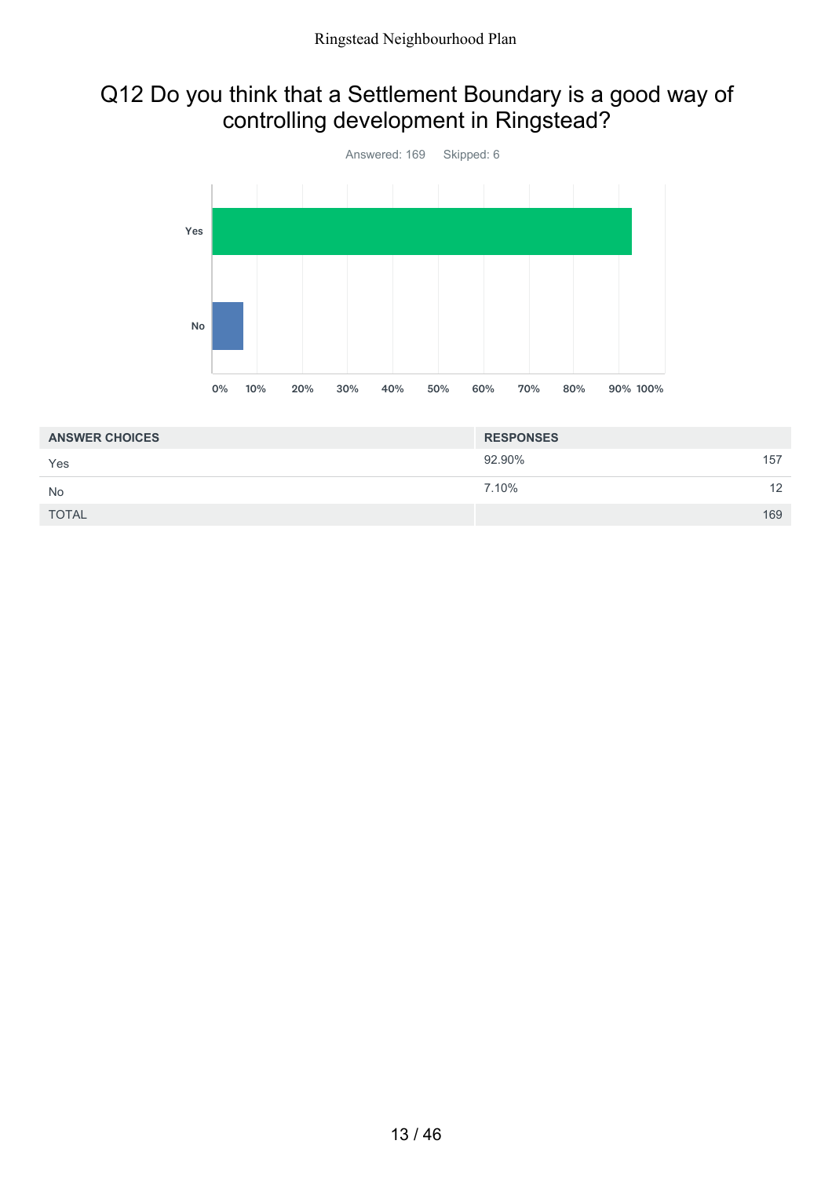## Q12 Do you think that a Settlement Boundary is a good way of controlling development in Ringstead?

Answered: 169 Skipped: 6

| ANSWER CHOICES | RESPONSES | |
|---|---|---|
| Yes | 92.90% | 157 |
| No | 7.10% | 12 |
| TOTAL | | 169 |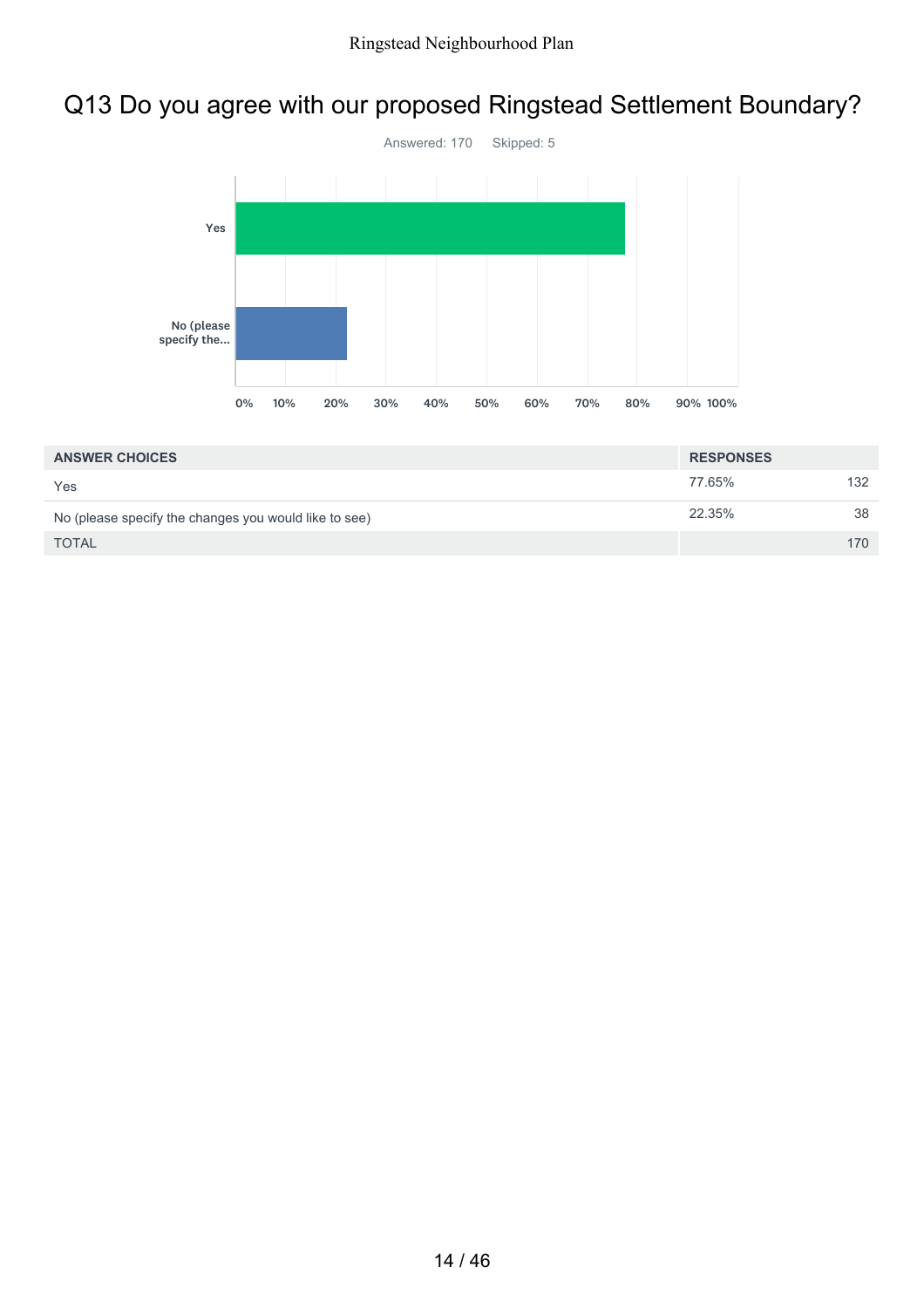# Q13 Do you agree with our proposed Ringstead Settlement Boundary?

Answered: 170 Skipped: 5

| ANSWER CHOICES | RESPONSES | |
|---|---|---|
| Yes | 77.65% | 132 |
| No (please specify the changes you would like to see) | 22.35% | 38 |
| TOTAL | | 170 |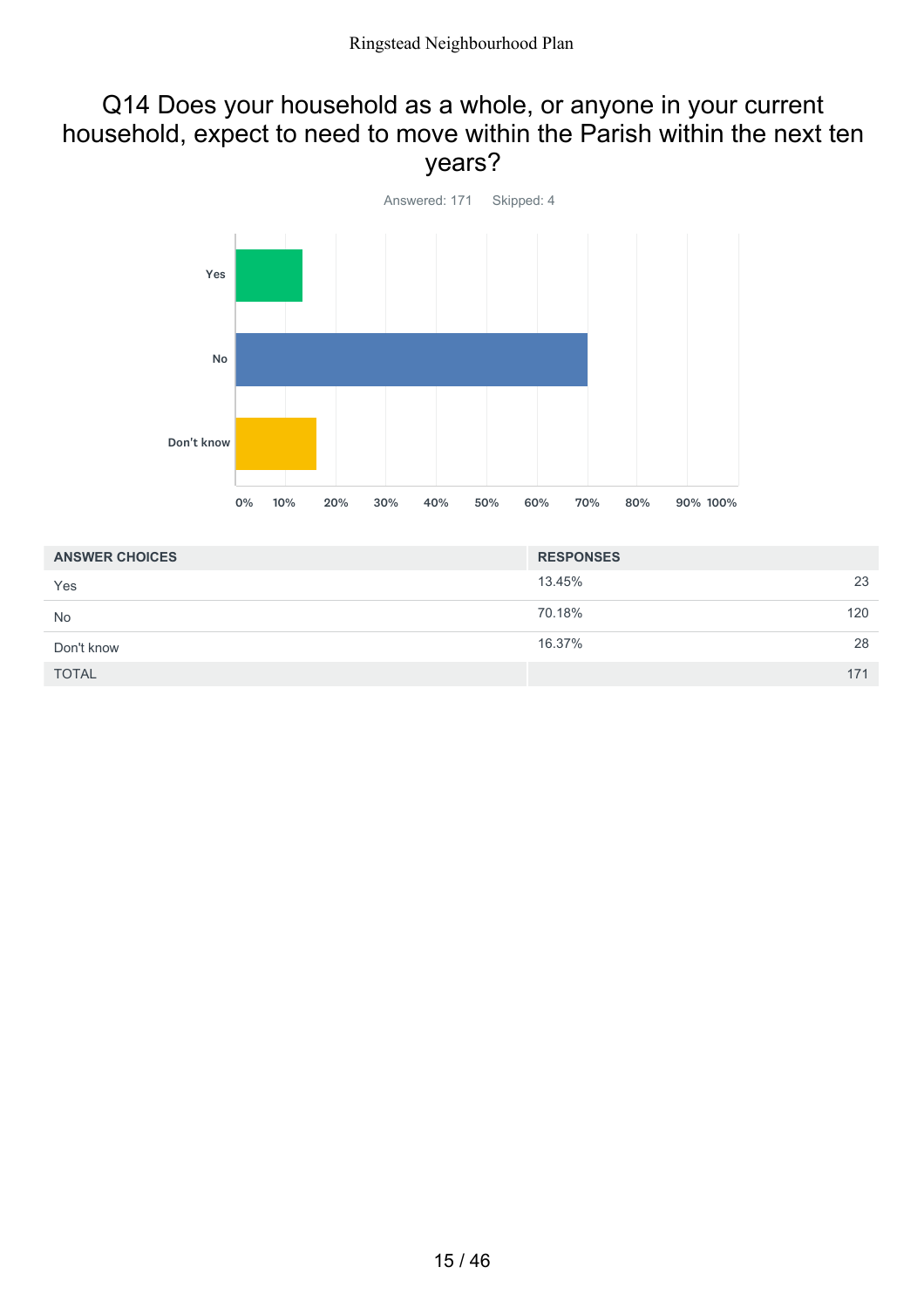## Q14 Does your household as a whole, or anyone in your current household, expect to need to move within the Parish within the next ten years?

Answered: 171 Skipped: 4

| ANSWER CHOICES | RESPONSES | |
|---|---|---|
| Yes | 13.45% | 23 |
| No | 70.18% | 120 |
| Don't know | 16.37% | 28 |
| TOTAL | | 171 |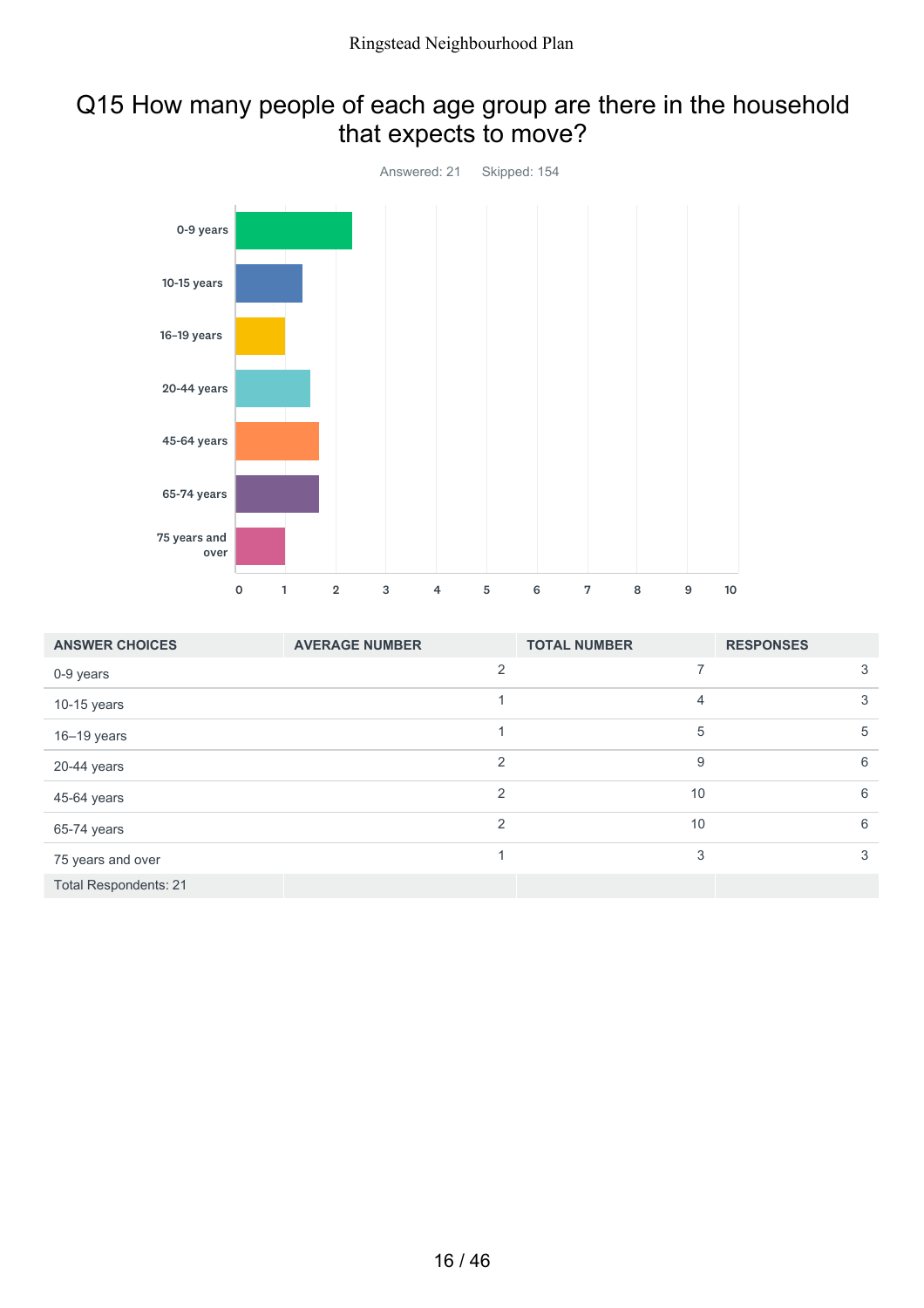# Q15 How many people of each age group are there in the household that expects to move?

Answered: 21 Skipped: 154

| ANSWER CHOICES | AVERAGE NUMBER | TOTAL NUMBER | RESPONSES |
|---|---|---|---|
| 0-9 years | 2 | 7 | 3 |
| 10-15 years | 1 | 4 | 3 |
| 16–19 years | 1 | 5 | 5 |
| 20-44 years | 2 | 9 | 6 |
| 45-64 years | 2 | 10 | 6 |
| 65-74 years | 2 | 10 | 6 |
| 75 years and over | 1 | 3 | 3 |
| Total Respondents: 21 | | | |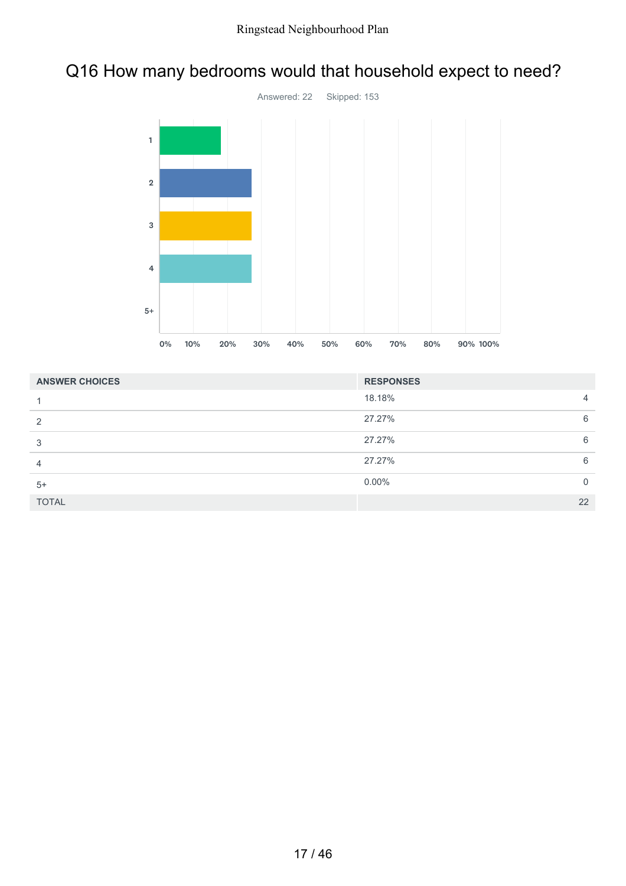# Q16 How many bedrooms would that household expect to need?

Answered: 22    Skipped: 153

| ANSWER CHOICES | RESPONSES | |
|---|---|---|
| 1 | 18.18% | 4 |
| 2 | 27.27% | 6 |
| 3 | 27.27% | 6 |
| 4 | 27.27% | 6 |
| 5+ | 0.00% | 0 |
| TOTAL | | 22 |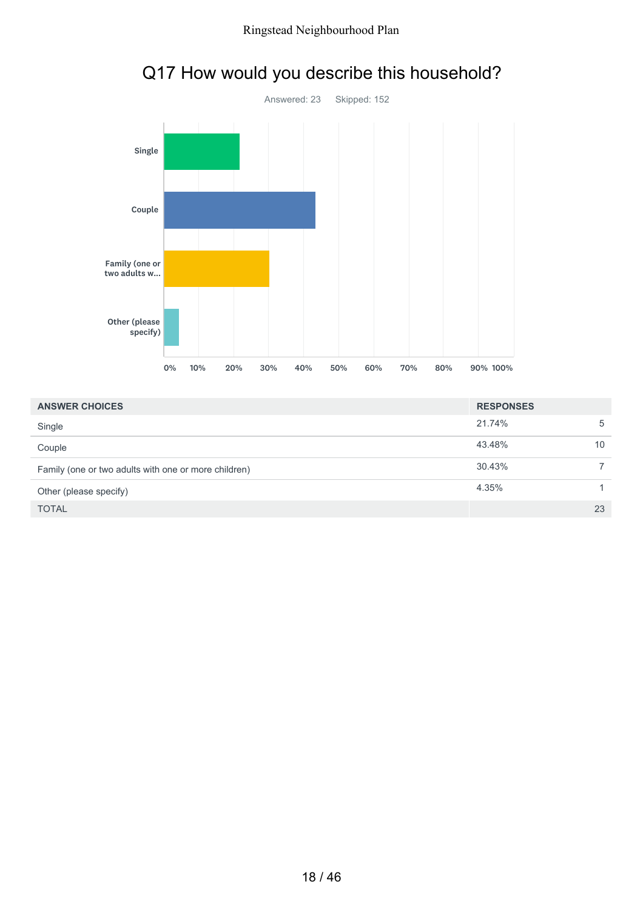## Q17 How would you describe this household?

Answered: 23    Skipped: 152

| ANSWER CHOICES | RESPONSES | |
|---|---|---|
| Single | 21.74% | 5 |
| Couple | 43.48% | 10 |
| Family (one or two adults with one or more children) | 30.43% | 7 |
| Other (please specify) | 4.35% | 1 |
| TOTAL | | 23 |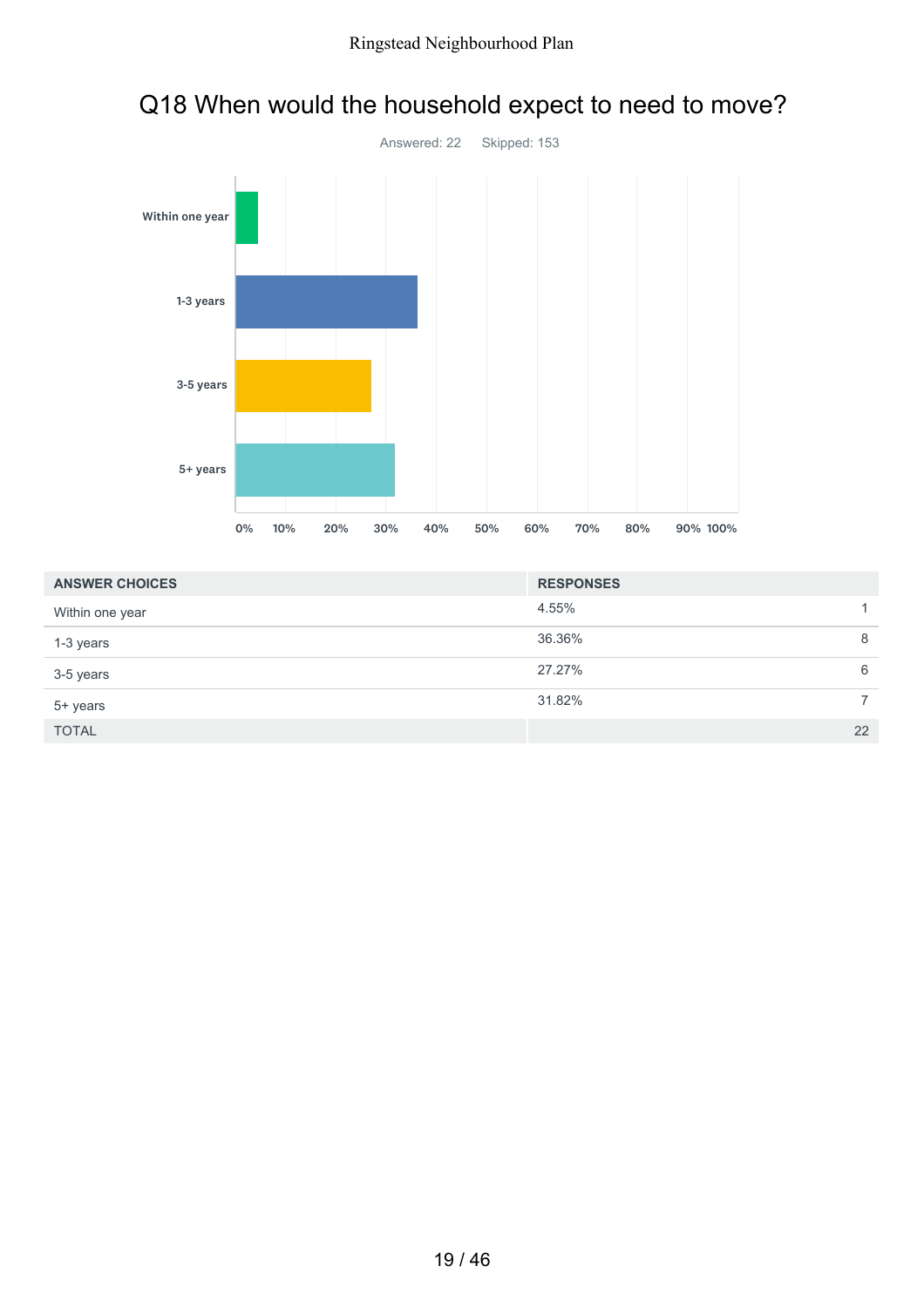## Q18 When would the household expect to need to move?

Answered: 22 Skipped: 153

| ANSWER CHOICES | RESPONSES | |
|---|---|---|
| Within one year | 4.55% | 1 |
| 1-3 years | 36.36% | 8 |
| 3-5 years | 27.27% | 6 |
| 5+ years | 31.82% | 7 |
| TOTAL | | 22 |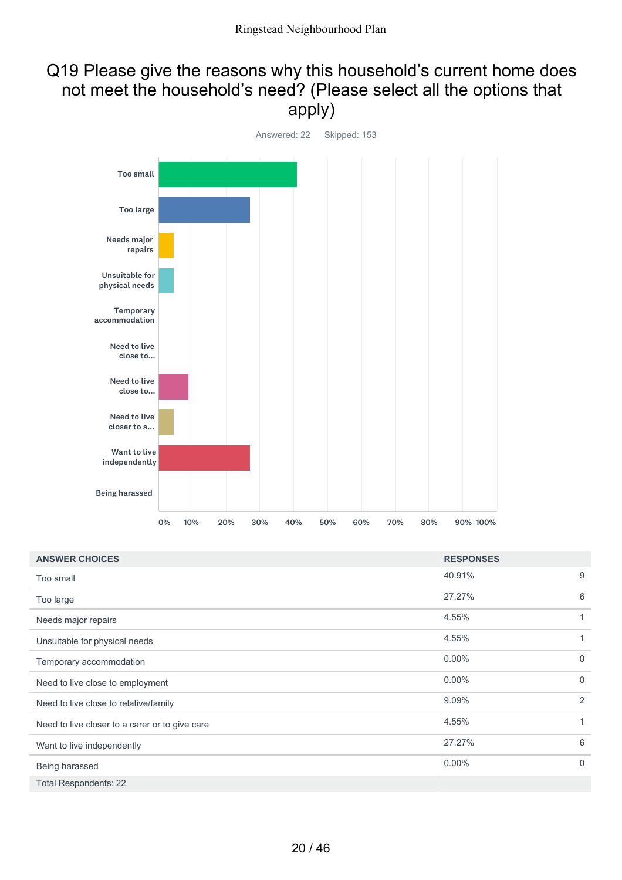## Q19 Please give the reasons why this household's current home does not meet the household's need? (Please select all the options that apply)

Answered: 22 Skipped: 153

| ANSWER CHOICES | RESPONSES | |
|---|---|---|
| Too small | 40.91% | 9 |
| Too large | 27.27% | 6 |
| Needs major repairs | 4.55% | 1 |
| Unsuitable for physical needs | 4.55% | 1 |
| Temporary accommodation | 0.00% | 0 |
| Need to live close to employment | 0.00% | 0 |
| Need to live close to relative/family | 9.09% | 2 |
| Need to live closer to a carer or to give care | 4.55% | 1 |
| Want to live independently | 27.27% | 6 |
| Being harassed | 0.00% | 0 |
| Total Respondents: 22 | | |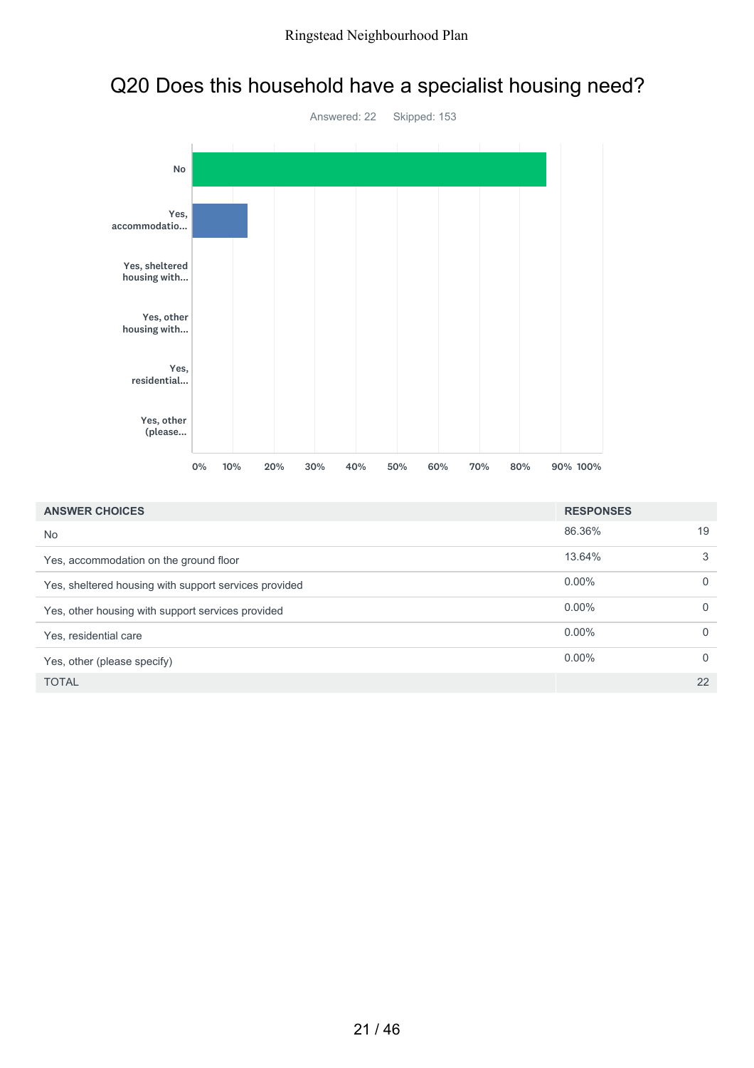## Q20 Does this household have a specialist housing need?

Answered: 22 Skipped: 153

| ANSWER CHOICES | RESPONSES | |
|---|---|---|
| No | 86.36% | 19 |
| Yes, accommodation on the ground floor | 13.64% | 3 |
| Yes, sheltered housing with support services provided | 0.00% | 0 |
| Yes, other housing with support services provided | 0.00% | 0 |
| Yes, residential care | 0.00% | 0 |
| Yes, other (please specify) | 0.00% | 0 |
| TOTAL | | 22 |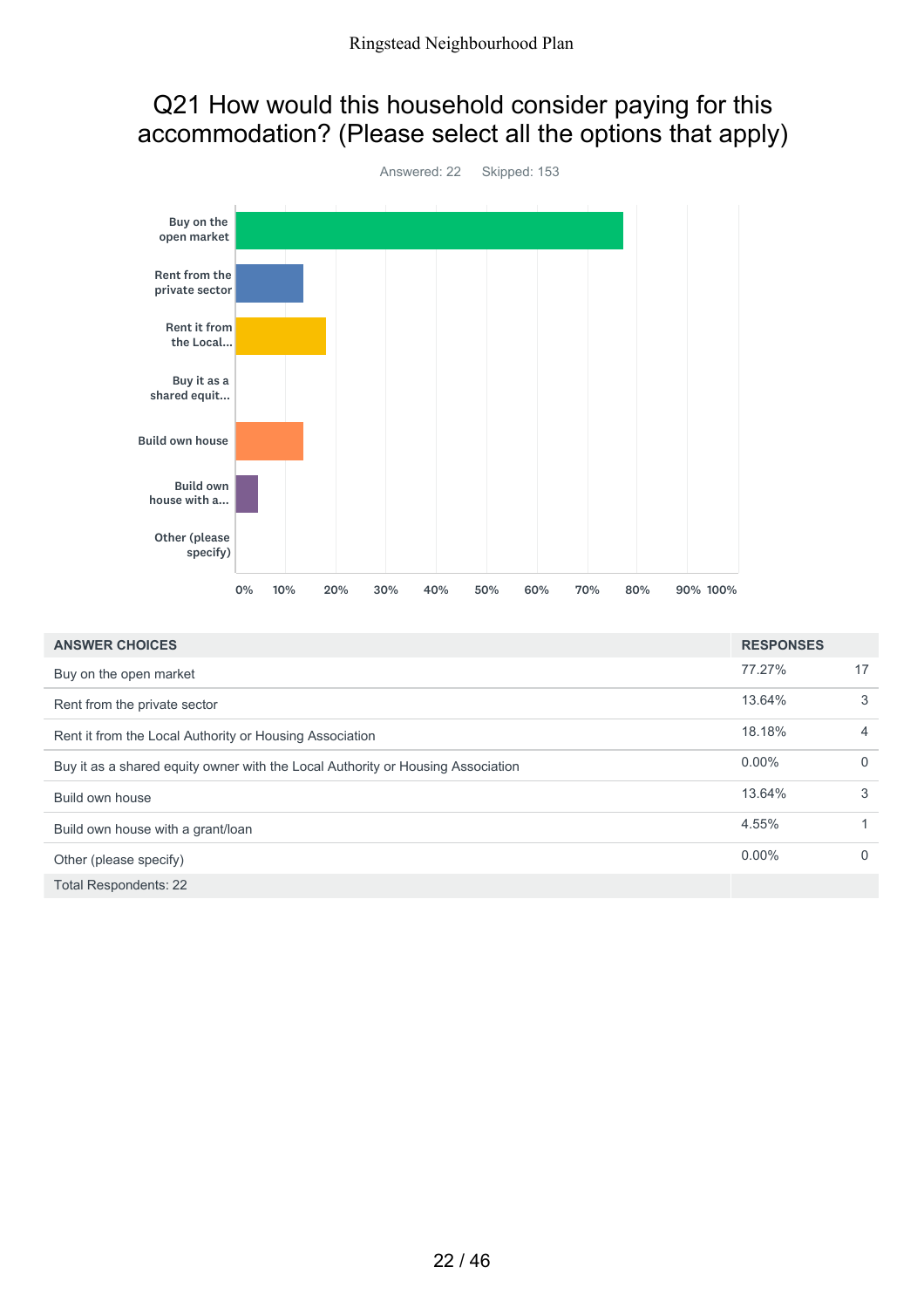## Q21 How would this household consider paying for this accommodation? (Please select all the options that apply)

Answered: 22 Skipped: 153

| ANSWER CHOICES | RESPONSES | |
|---|---|---|
| Buy on the open market | 77.27% | 17 |
| Rent from the private sector | 13.64% | 3 |
| Rent it from the Local Authority or Housing Association | 18.18% | 4 |
| Buy it as a shared equity owner with the Local Authority or Housing Association | 0.00% | 0 |
| Build own house | 13.64% | 3 |
| Build own house with a grant/loan | 4.55% | 1 |
| Other (please specify) | 0.00% | 0 |
| Total Respondents: 22 | | |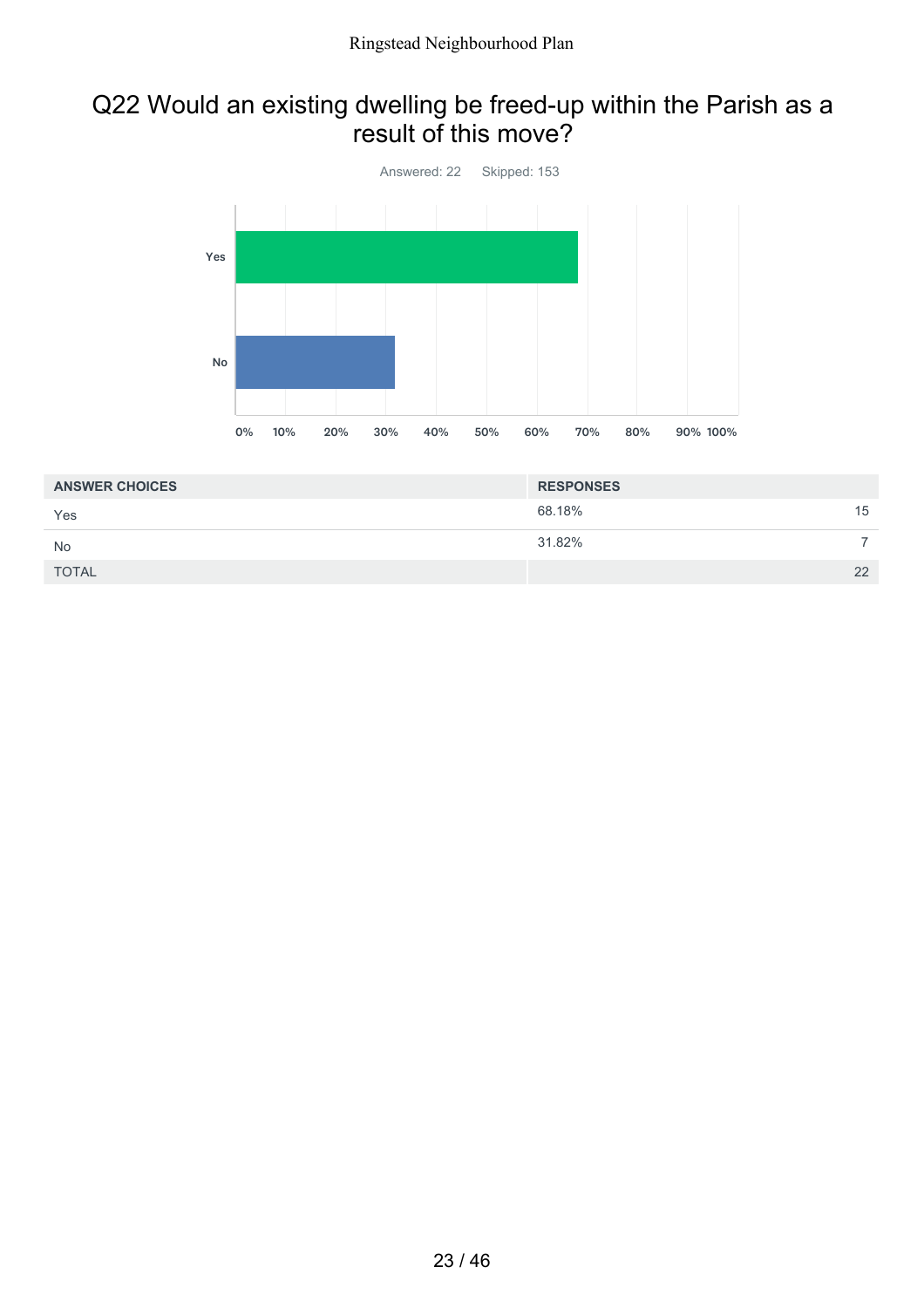## Q22 Would an existing dwelling be freed-up within the Parish as a result of this move?

Answered: 22    Skipped: 153

| ANSWER CHOICES | RESPONSES | |
|---|---|---|
| Yes | 68.18% | 15 |
| No | 31.82% | 7 |
| TOTAL | | 22 |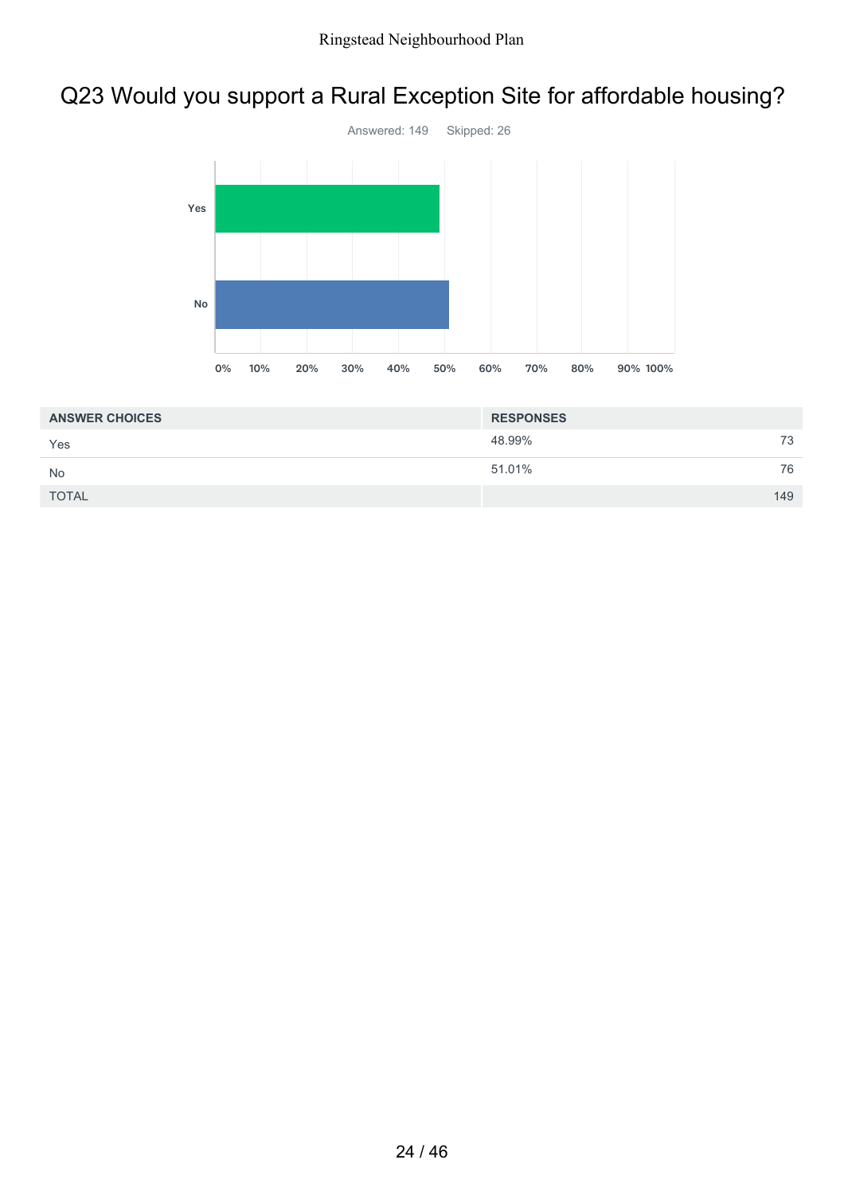## Q23 Would you support a Rural Exception Site for affordable housing?

Answered: 149 Skipped: 26

| ANSWER CHOICES | RESPONSES | |
|---|---|---|
| Yes | 48.99% | 73 |
| No | 51.01% | 76 |
| TOTAL | | 149 |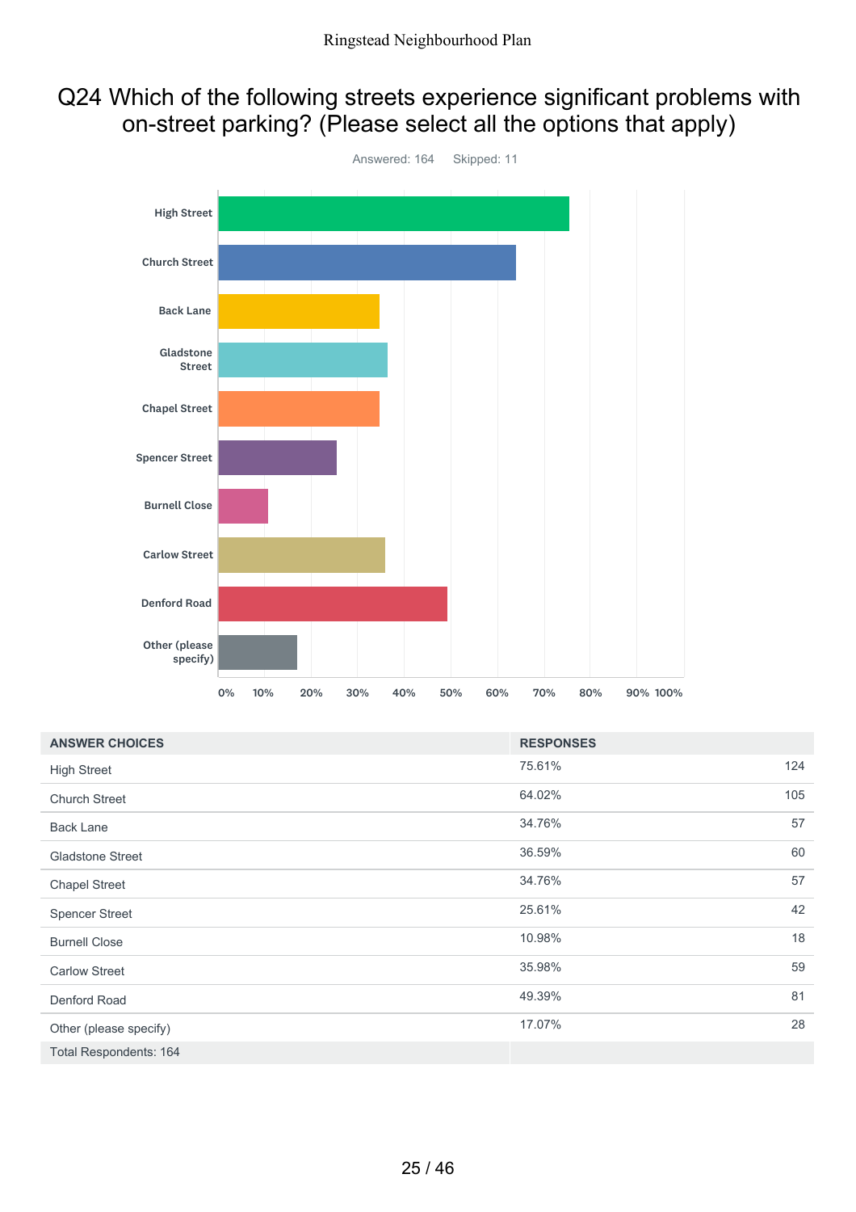# Q24 Which of the following streets experience significant problems with on-street parking? (Please select all the options that apply)

Answered: 164 Skipped: 11

| ANSWER CHOICES | RESPONSES | |
|---|---|---|
| High Street | 75.61% | 124 |
| Church Street | 64.02% | 105 |
| Back Lane | 34.76% | 57 |
| Gladstone Street | 36.59% | 60 |
| Chapel Street | 34.76% | 57 |
| Spencer Street | 25.61% | 42 |
| Burnell Close | 10.98% | 18 |
| Carlow Street | 35.98% | 59 |
| Denford Road | 49.39% | 81 |
| Other (please specify) | 17.07% | 28 |
| Total Respondents: 164 | | |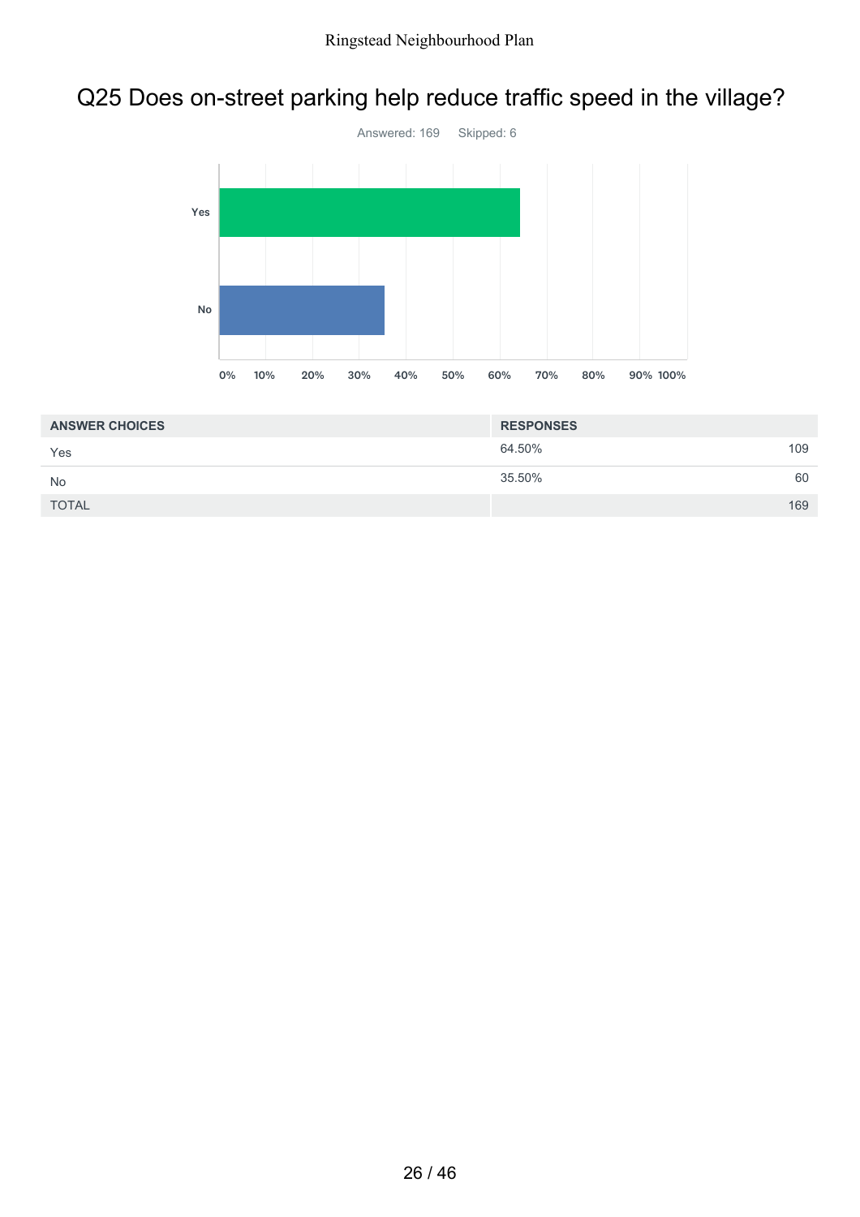# Q25 Does on-street parking help reduce traffic speed in the village?

Answered: 169    Skipped: 6

| ANSWER CHOICES | RESPONSES | |
|---|---|---|
| Yes | 64.50% | 109 |
| No | 35.50% | 60 |
| TOTAL | | 169 |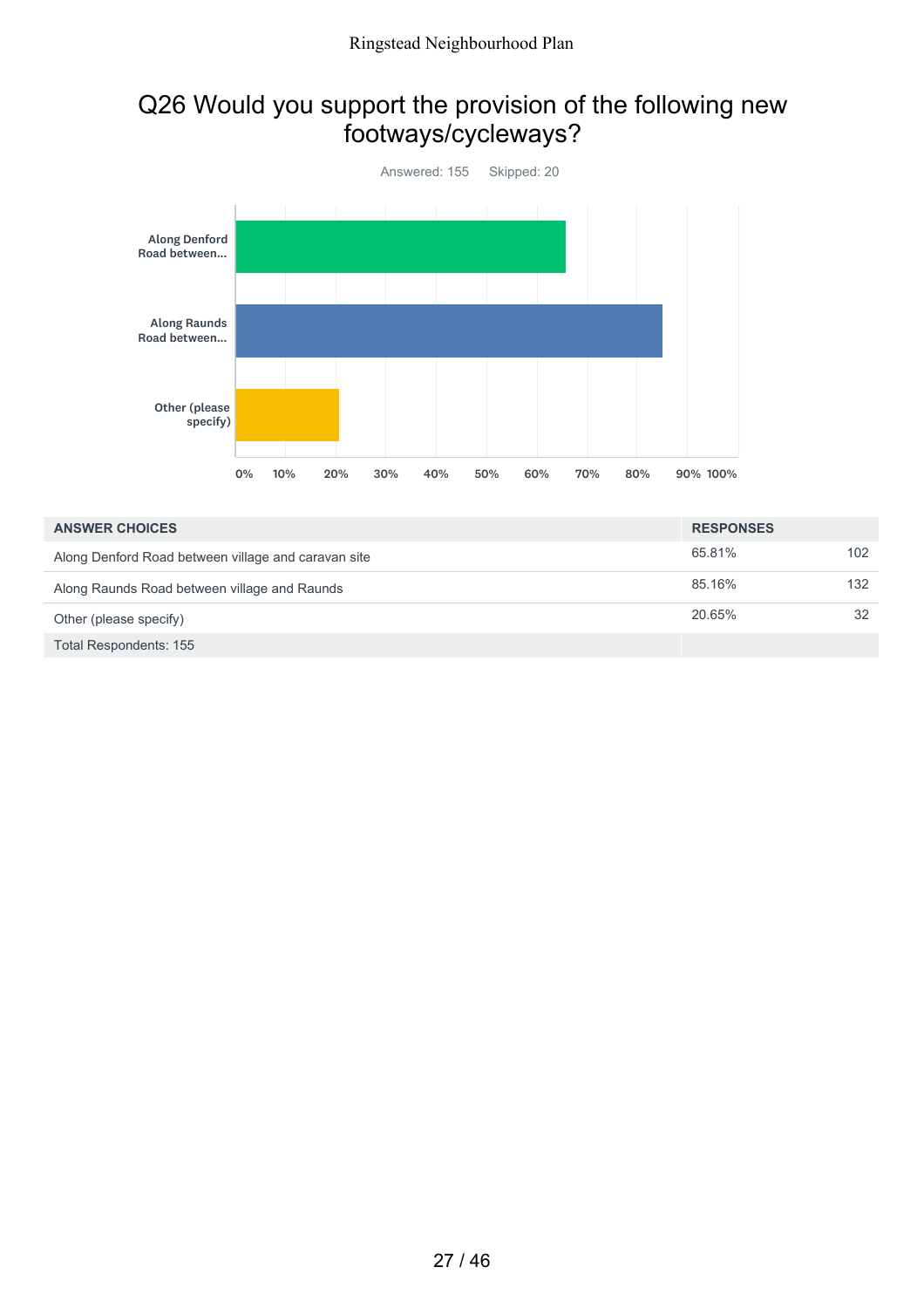## Q26 Would you support the provision of the following new footways/cycleways?

Answered: 155 Skipped: 20

| ANSWER CHOICES | RESPONSES | |
|---|---|---|
| Along Denford Road between village and caravan site | 65.81% | 102 |
| Along Raunds Road between village and Raunds | 85.16% | 132 |
| Other (please specify) | 20.65% | 32 |
| Total Respondents: 155 | | |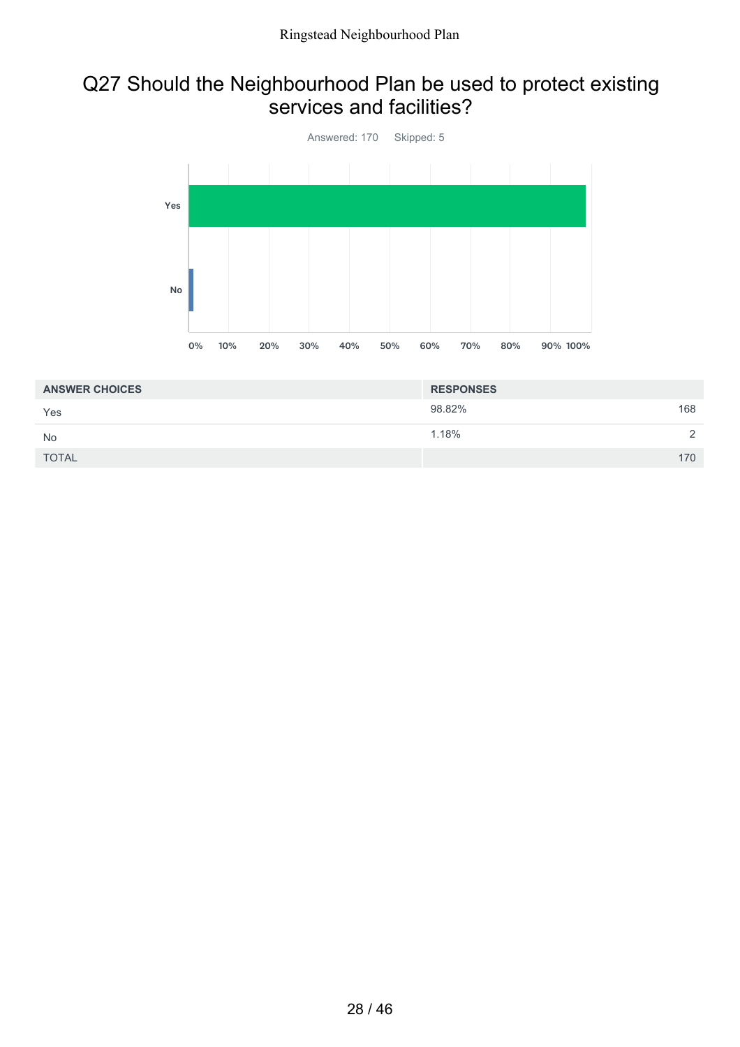## Q27 Should the Neighbourhood Plan be used to protect existing services and facilities?

Answered: 170    Skipped: 5

| ANSWER CHOICES | RESPONSES | |
|---|---|---|
| Yes | 98.82% | 168 |
| No | 1.18% | 2 |
| TOTAL | | 170 |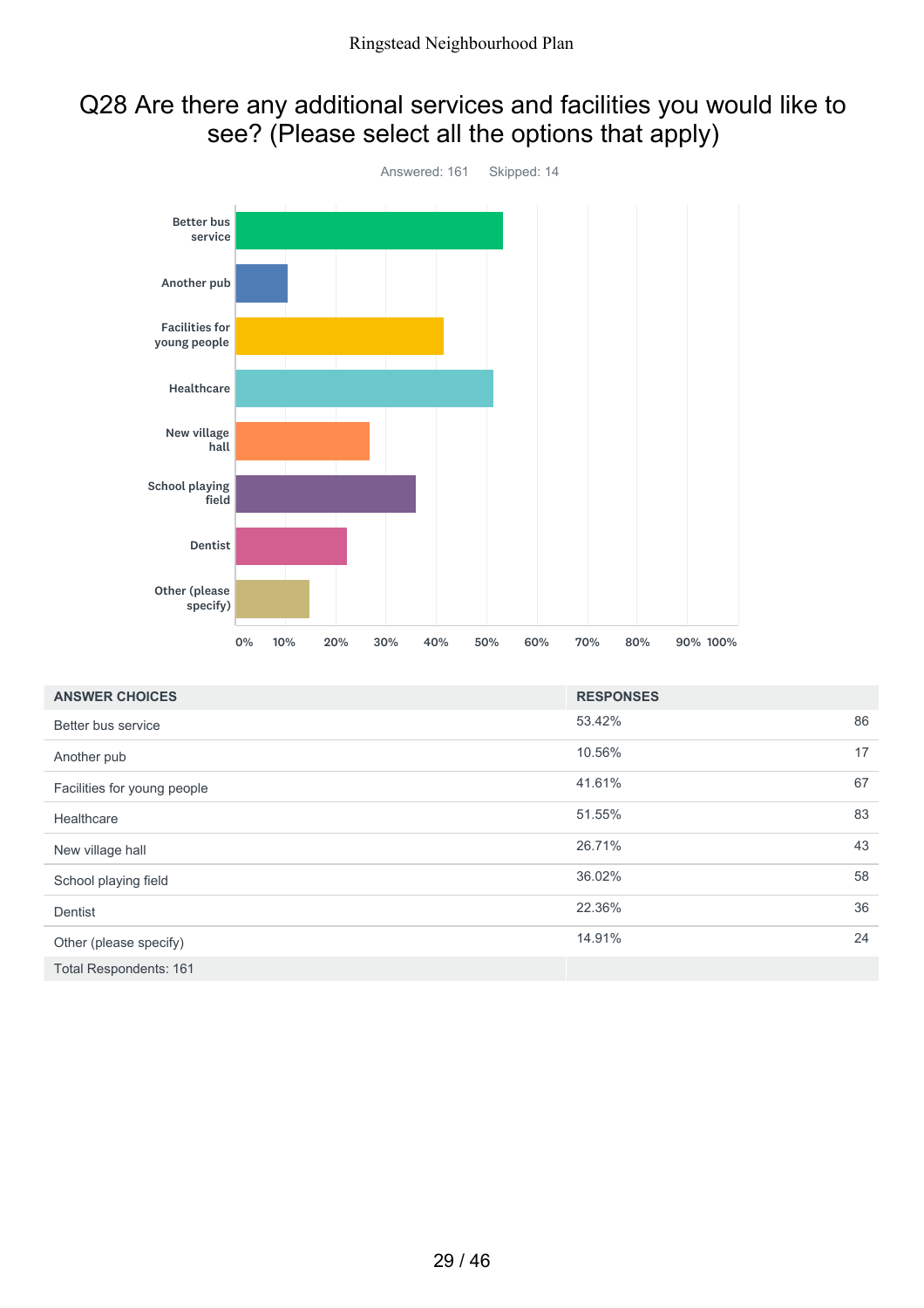# Q28 Are there any additional services and facilities you would like to see? (Please select all the options that apply)

Answered: 161 Skipped: 14

| ANSWER CHOICES | RESPONSES | |
|---|---|---|
| Better bus service | 53.42% | 86 |
| Another pub | 10.56% | 17 |
| Facilities for young people | 41.61% | 67 |
| Healthcare | 51.55% | 83 |
| New village hall | 26.71% | 43 |
| School playing field | 36.02% | 58 |
| Dentist | 22.36% | 36 |
| Other (please specify) | 14.91% | 24 |
| Total Respondents: 161 | | |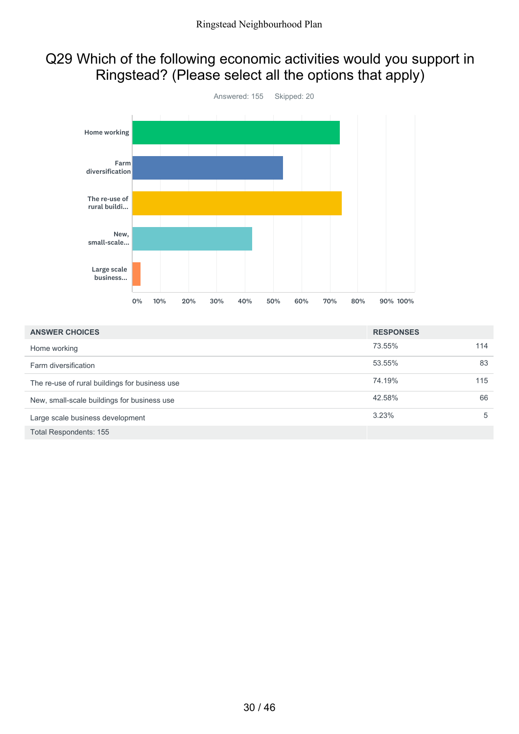# Q29 Which of the following economic activities would you support in Ringstead? (Please select all the options that apply)

Answered: 155 Skipped: 20

| ANSWER CHOICES | RESPONSES | |
|---|---|---|
| Home working | 73.55% | 114 |
| Farm diversification | 53.55% | 83 |
| The re-use of rural buildings for business use | 74.19% | 115 |
| New, small-scale buildings for business use | 42.58% | 66 |
| Large scale business development | 3.23% | 5 |
| Total Respondents: 155 | | |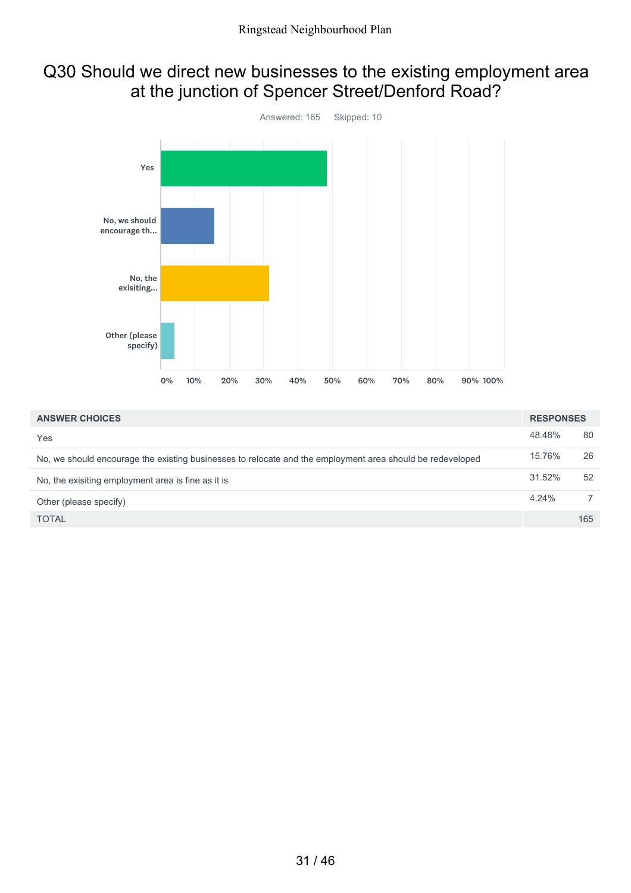## Q30 Should we direct new businesses to the existing employment area at the junction of Spencer Street/Denford Road?

Answered: 165 Skipped: 10

| ANSWER CHOICES | RESPONSES | |
|---|---|---|
| Yes | 48.48% | 80 |
| No, we should encourage the existing businesses to relocate and the employment area should be redeveloped | 15.76% | 26 |
| No, the exisiting employment area is fine as it is | 31.52% | 52 |
| Other (please specify) | 4.24% | 7 |
| TOTAL | | 165 |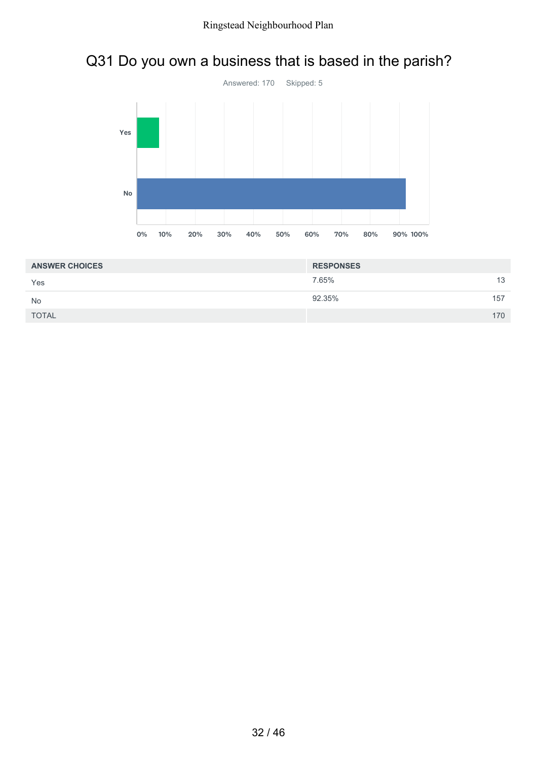# Q31 Do you own a business that is based in the parish?

Answered: 170 Skipped: 5

| ANSWER CHOICES | RESPONSES | |
|---|---|---|
| Yes | 7.65% | 13 |
| No | 92.35% | 157 |
| TOTAL | | 170 |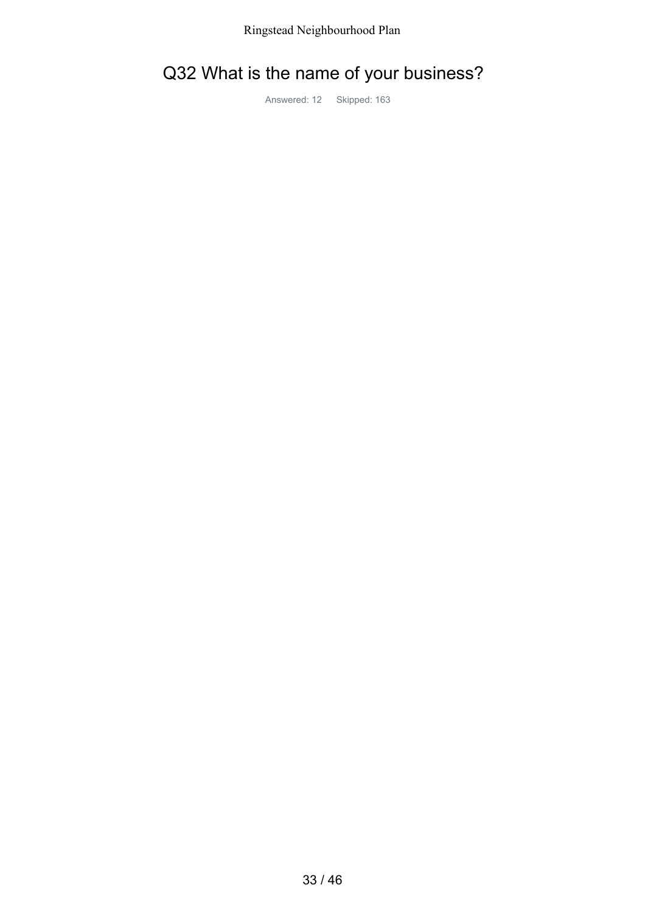# Q32 What is the name of your business?

Answered: 12 Skipped: 163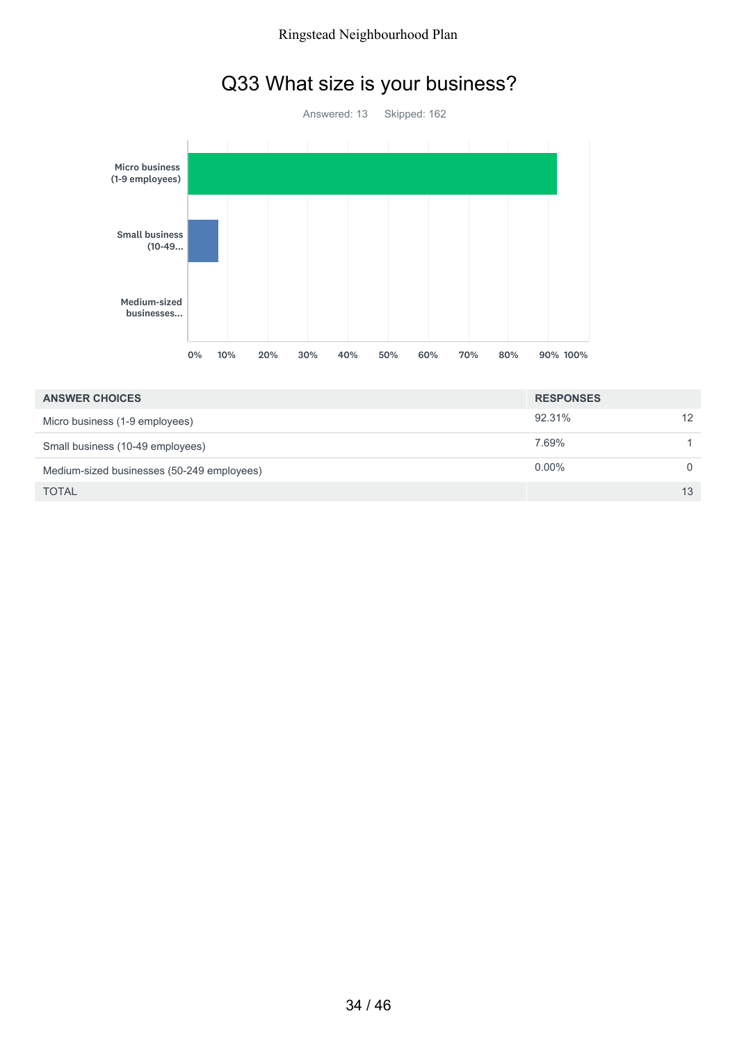# Q33 What size is your business?

Answered: 13 Skipped: 162

| ANSWER CHOICES | RESPONSES | |
|---|---|---|
| Micro business (1-9 employees) | 92.31% | 12 |
| Small business (10-49 employees) | 7.69% | 1 |
| Medium-sized businesses (50-249 employees) | 0.00% | 0 |
| TOTAL | | 13 |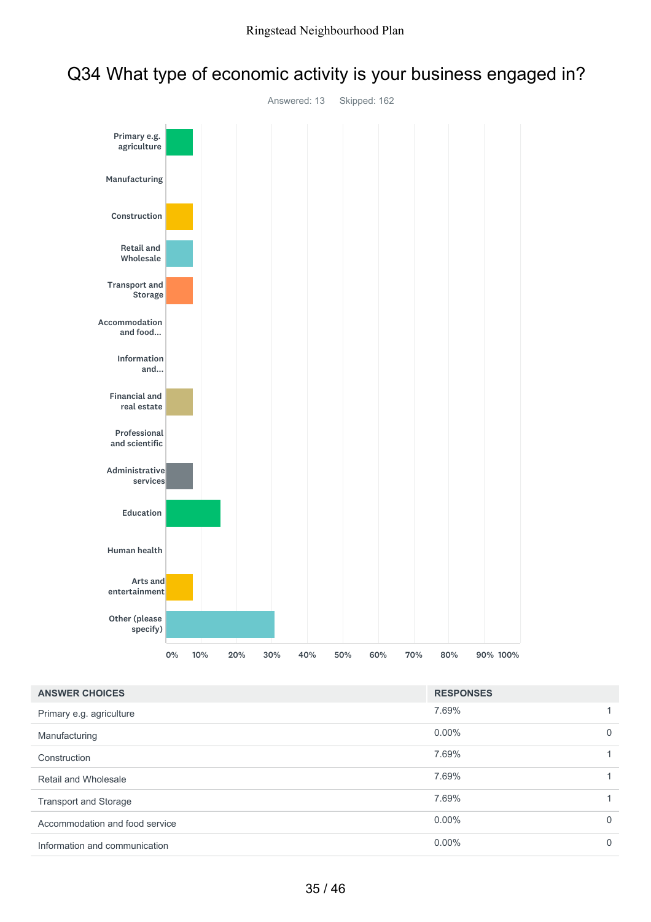# Q34 What type of economic activity is your business engaged in?

Answered: 13 Skipped: 162

| ANSWER CHOICES | RESPONSES | |
|---|---|---|
| Primary e.g. agriculture | 7.69% | 1 |
| Manufacturing | 0.00% | 0 |
| Construction | 7.69% | 1 |
| Retail and Wholesale | 7.69% | 1 |
| Transport and Storage | 7.69% | 1 |
| Accommodation and food service | 0.00% | 0 |
| Information and communication | 0.00% | 0 |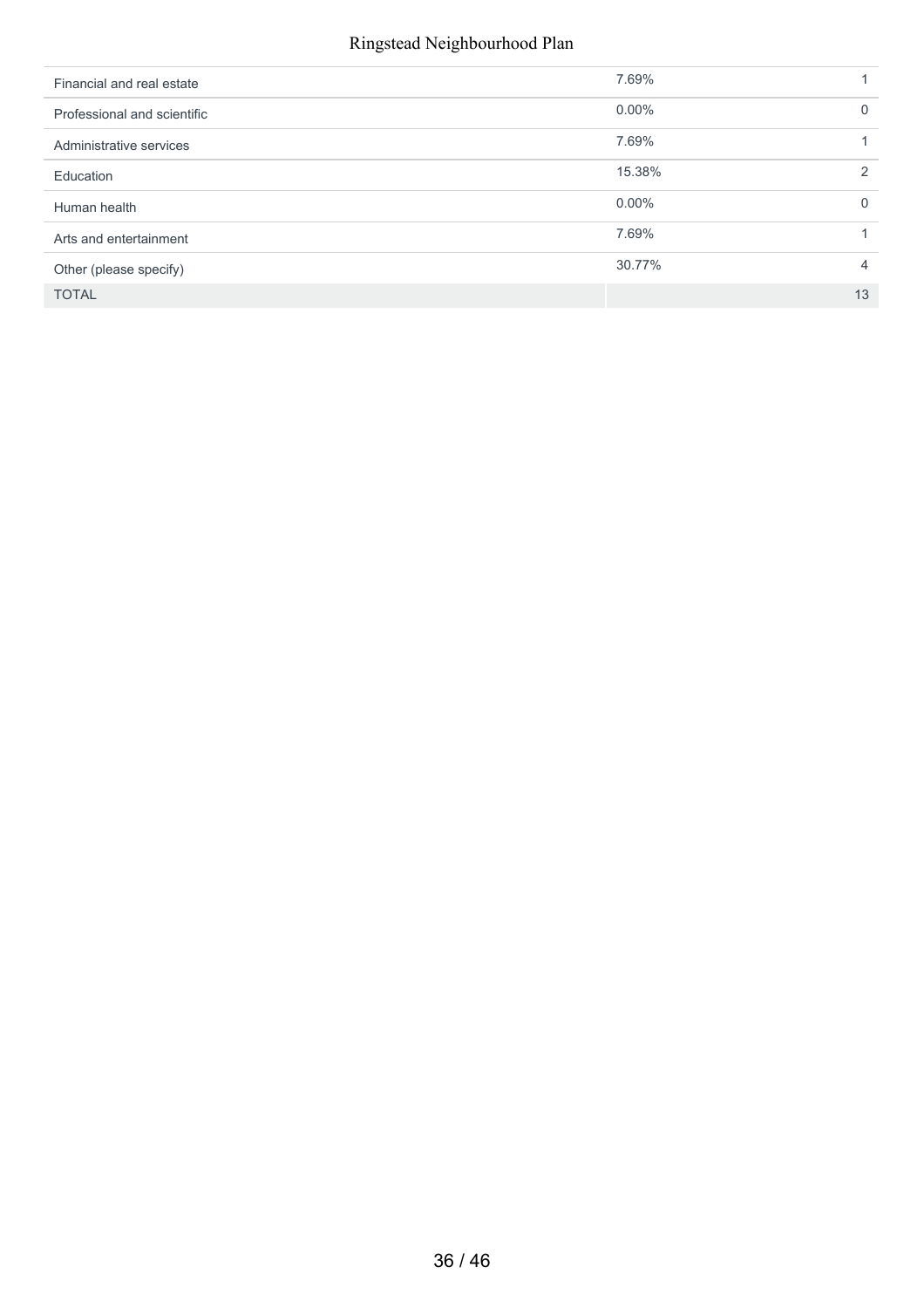| | | |
|---|---|---|
| Financial and real estate | 7.69% | 1 |
| Professional and scientific | 0.00% | 0 |
| Administrative services | 7.69% | 1 |
| Education | 15.38% | 2 |
| Human health | 0.00% | 0 |
| Arts and entertainment | 7.69% | 1 |
| Other (please specify) | 30.77% | 4 |
| TOTAL | | 13 |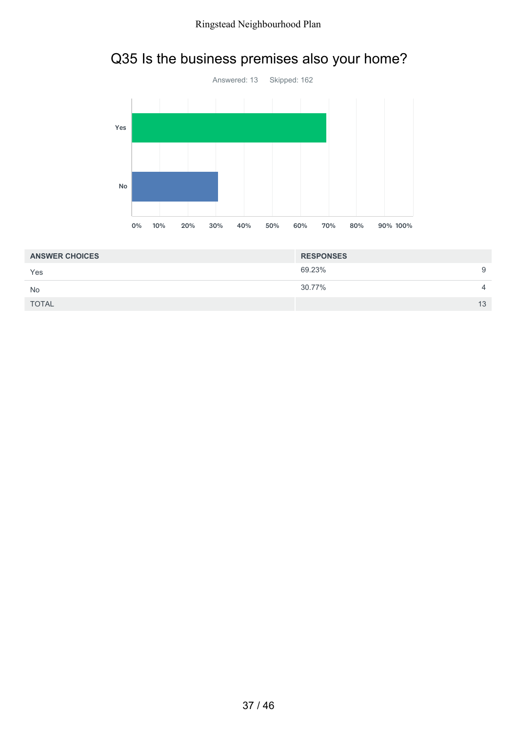# Q35 Is the business premises also your home?

Answered: 13 Skipped: 162

| ANSWER CHOICES | RESPONSES | |
|---|---|---|
| Yes | 69.23% | 9 |
| No | 30.77% | 4 |
| TOTAL | | 13 |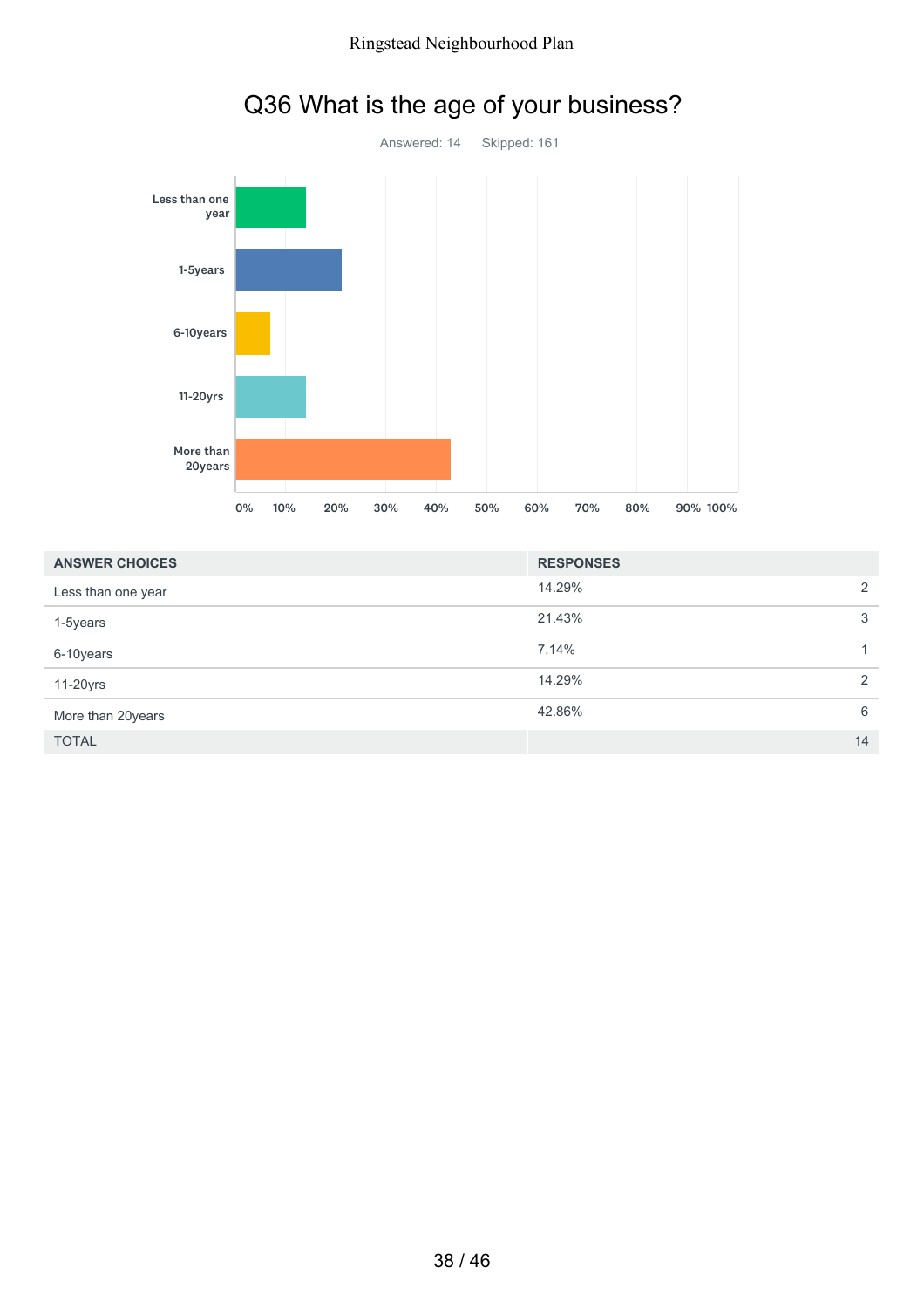# Q36 What is the age of your business?

Answered: 14    Skipped: 161

| ANSWER CHOICES | RESPONSES | |
|---|---|---|
| Less than one year | 14.29% | 2 |
| 1-5years | 21.43% | 3 |
| 6-10years | 7.14% | 1 |
| 11-20yrs | 14.29% | 2 |
| More than 20years | 42.86% | 6 |
| TOTAL | | 14 |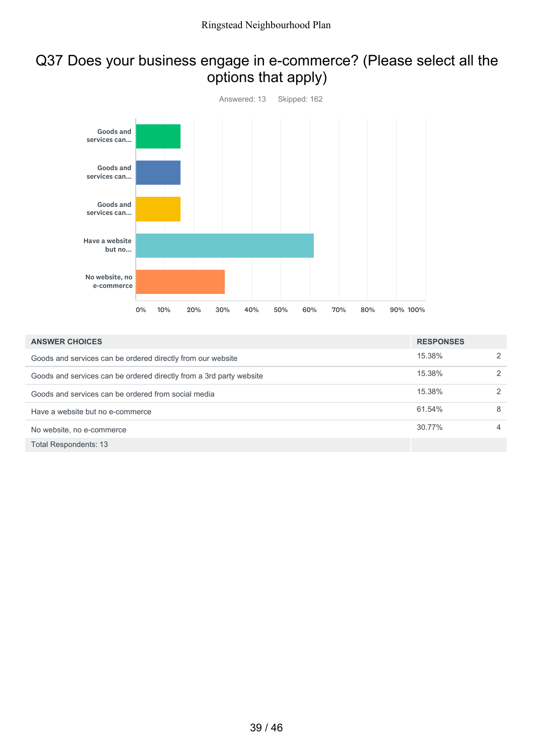# Q37 Does your business engage in e-commerce? (Please select all the options that apply)

Answered: 13 Skipped: 162

| ANSWER CHOICES | RESPONSES | |
|---|---|---|
| Goods and services can be ordered directly from our website | 15.38% | 2 |
| Goods and services can be ordered directly from a 3rd party website | 15.38% | 2 |
| Goods and services can be ordered from social media | 15.38% | 2 |
| Have a website but no e-commerce | 61.54% | 8 |
| No website, no e-commerce | 30.77% | 4 |
| Total Respondents: 13 | | |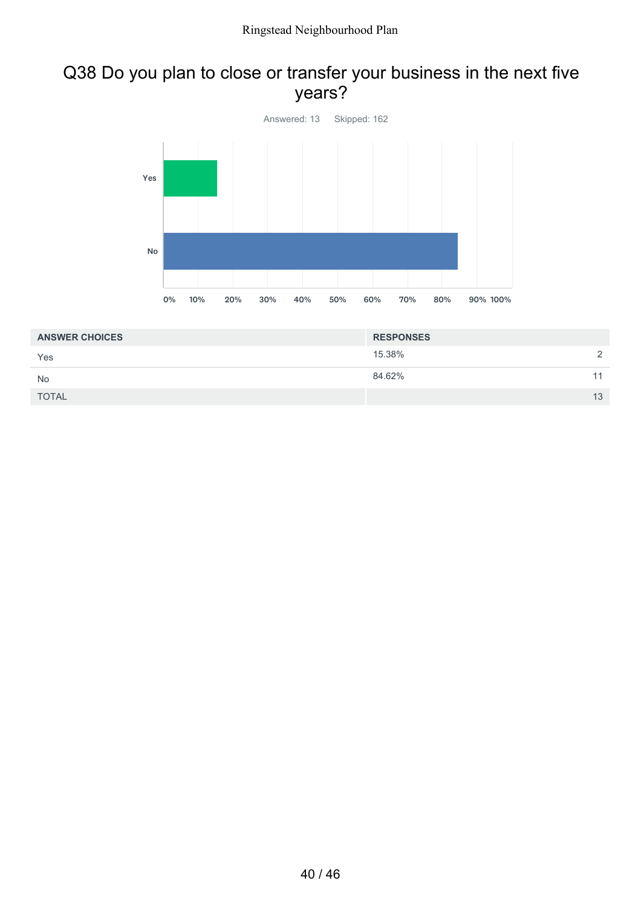## Q38 Do you plan to close or transfer your business in the next five years?

Answered: 13    Skipped: 162

| ANSWER CHOICES | RESPONSES | |
|---|---|---|
| Yes | 15.38% | 2 |
| No | 84.62% | 11 |
| TOTAL | | 13 |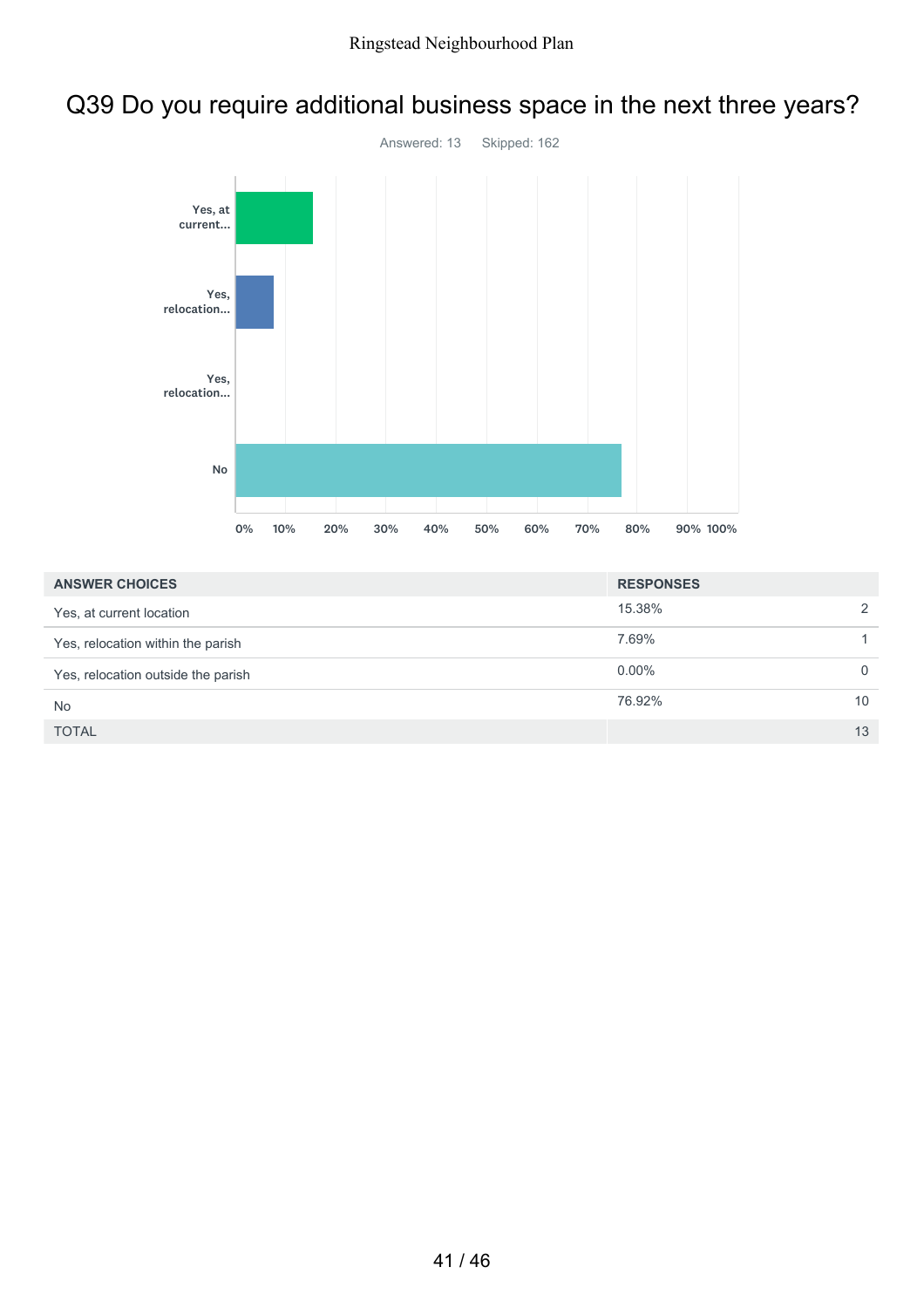# Q39 Do you require additional business space in the next three years?

Answered: 13 Skipped: 162

| ANSWER CHOICES | RESPONSES | |
|---|---|---|
| Yes, at current location | 15.38% | 2 |
| Yes, relocation within the parish | 7.69% | 1 |
| Yes, relocation outside the parish | 0.00% | 0 |
| No | 76.92% | 10 |
| TOTAL | | 13 |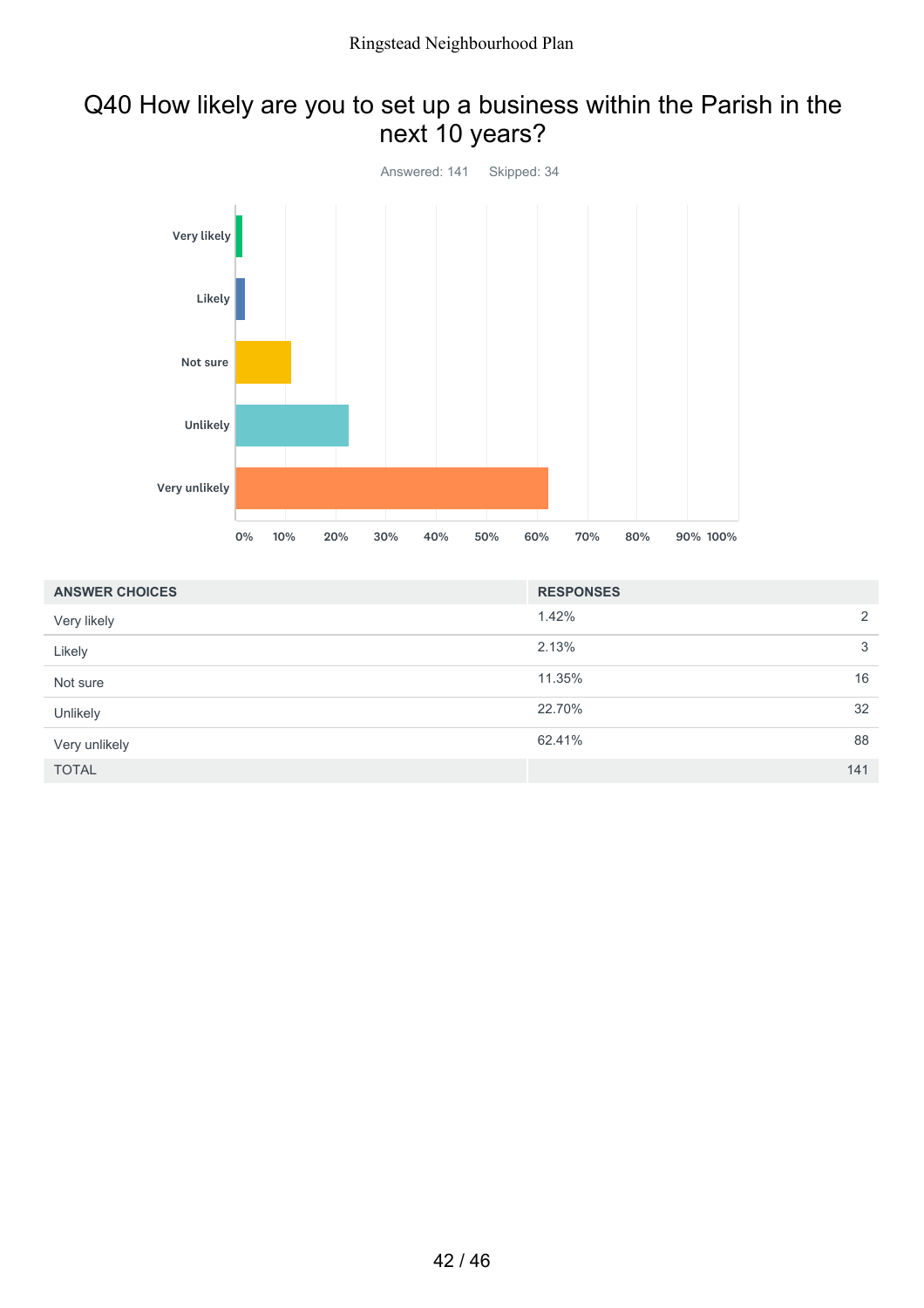# Q40 How likely are you to set up a business within the Parish in the next 10 years?

Answered: 141 Skipped: 34

| ANSWER CHOICES | RESPONSES | |
|---|---|---|
| Very likely | 1.42% | 2 |
| Likely | 2.13% | 3 |
| Not sure | 11.35% | 16 |
| Unlikely | 22.70% | 32 |
| Very unlikely | 62.41% | 88 |
| TOTAL | | 141 |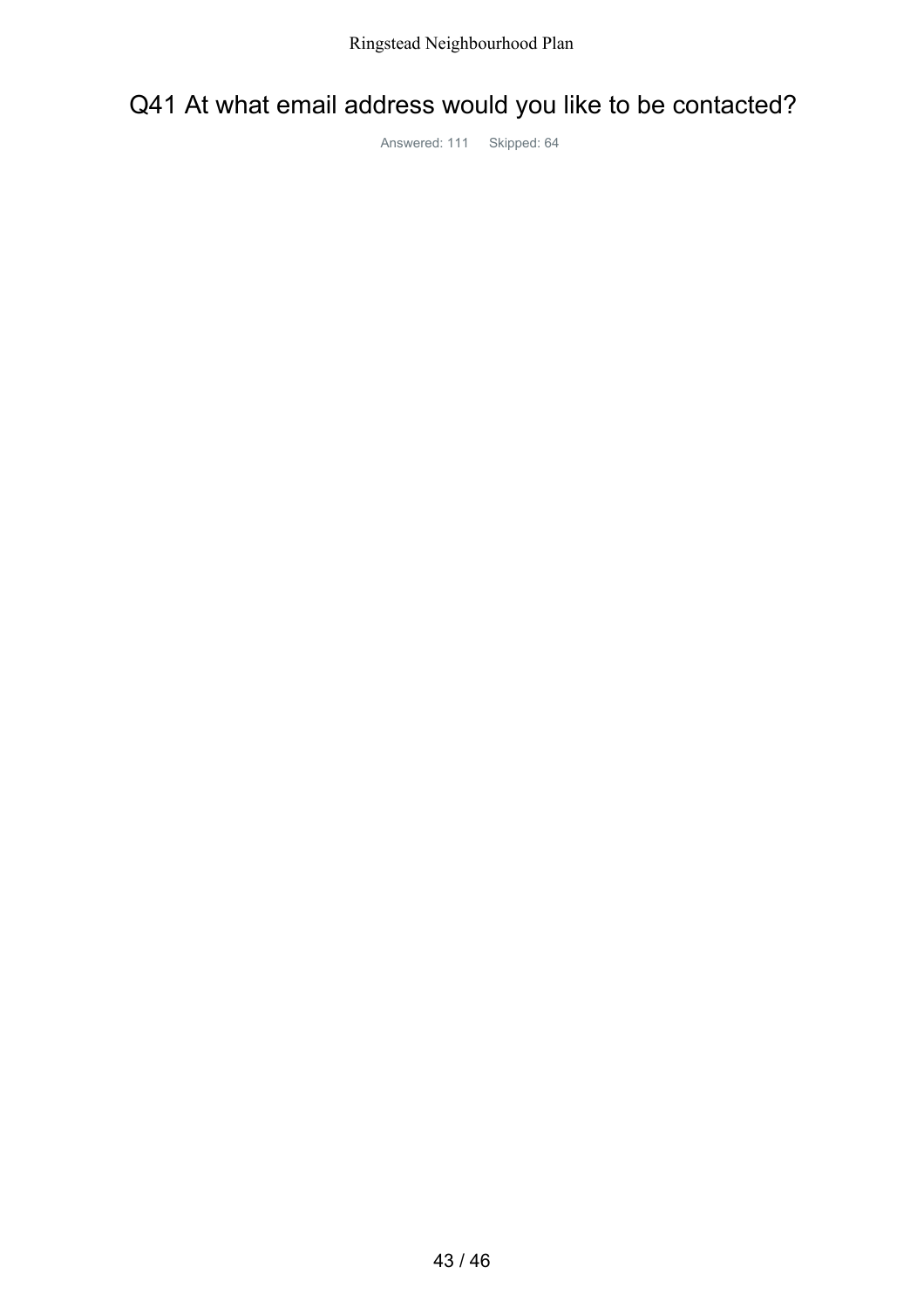# Q41 At what email address would you like to be contacted?

Answered: 111 Skipped: 64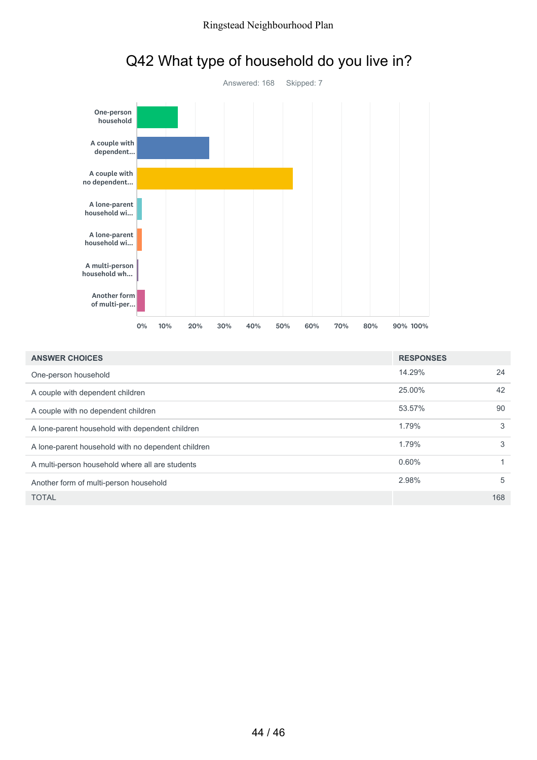# Q42 What type of household do you live in?

Answered: 168 Skipped: 7

| ANSWER CHOICES | RESPONSES | |
|---|---|---|
| One-person household | 14.29% | 24 |
| A couple with dependent children | 25.00% | 42 |
| A couple with no dependent children | 53.57% | 90 |
| A lone-parent household with dependent children | 1.79% | 3 |
| A lone-parent household with no dependent children | 1.79% | 3 |
| A multi-person household where all are students | 0.60% | 1 |
| Another form of multi-person household | 2.98% | 5 |
| TOTAL | | 168 |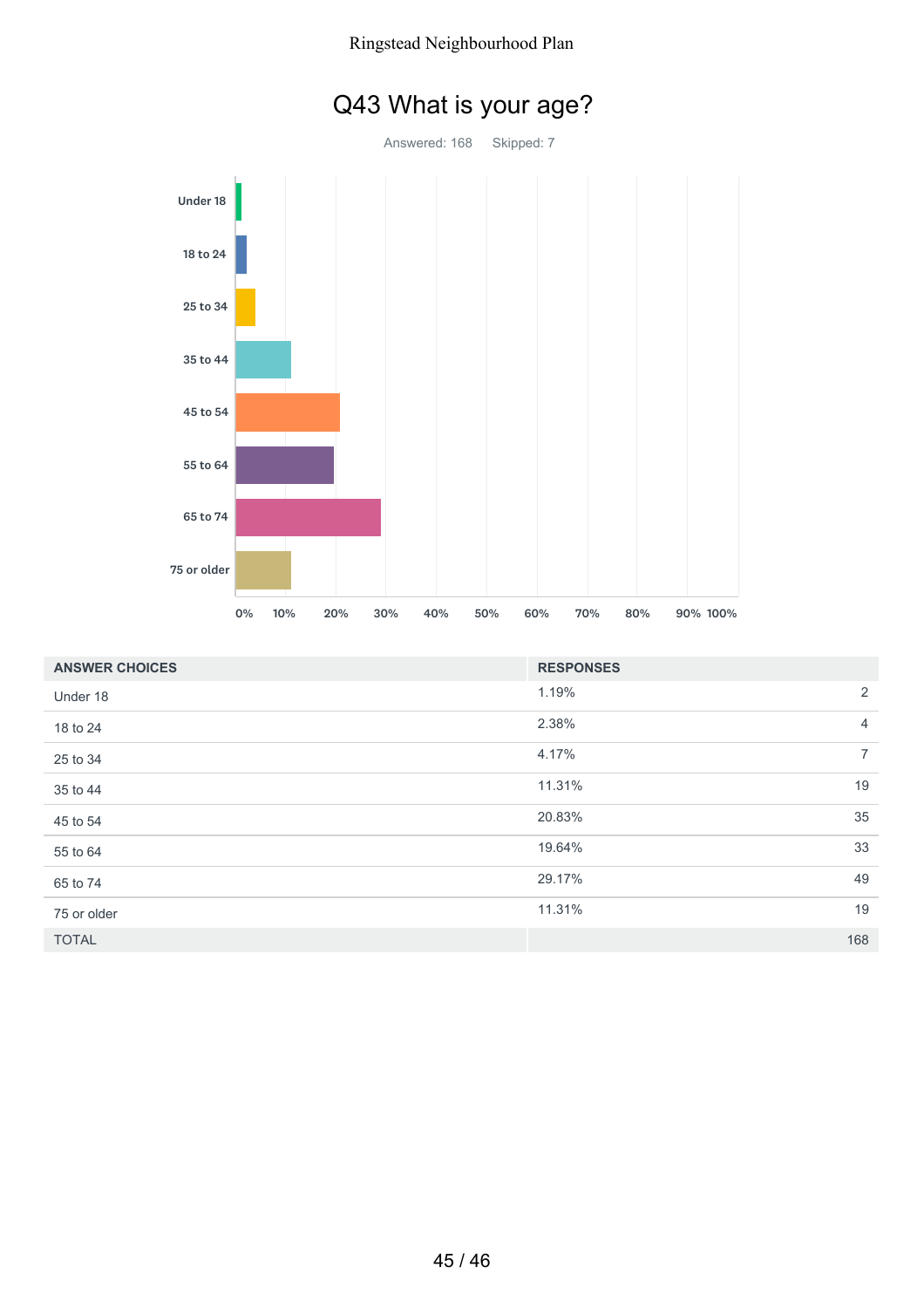# Q43 What is your age?

Answered: 168 Skipped: 7

| ANSWER CHOICES | RESPONSES | |
|---|---|---|
| Under 18 | 1.19% | 2 |
| 18 to 24 | 2.38% | 4 |
| 25 to 34 | 4.17% | 7 |
| 35 to 44 | 11.31% | 19 |
| 45 to 54 | 20.83% | 35 |
| 55 to 64 | 19.64% | 33 |
| 65 to 74 | 29.17% | 49 |
| 75 or older | 11.31% | 19 |
| TOTAL | | 168 |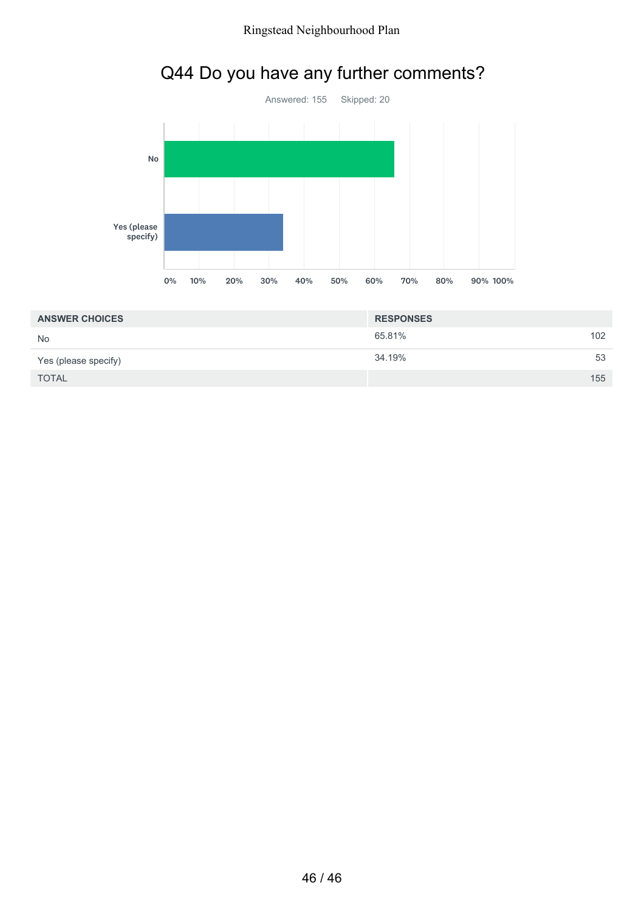## Q44 Do you have any further comments?

Answered: 155 Skipped: 20

No

Yes (please specify)

0% 10% 20% 30% 40% 50% 60% 70% 80% 90% 100%

| ANSWER CHOICES | RESPONSES | |
|---|---|---|
| No | 65.81% | 102 |
| Yes (please specify) | 34.19% | 53 |
| TOTAL | | 155 |